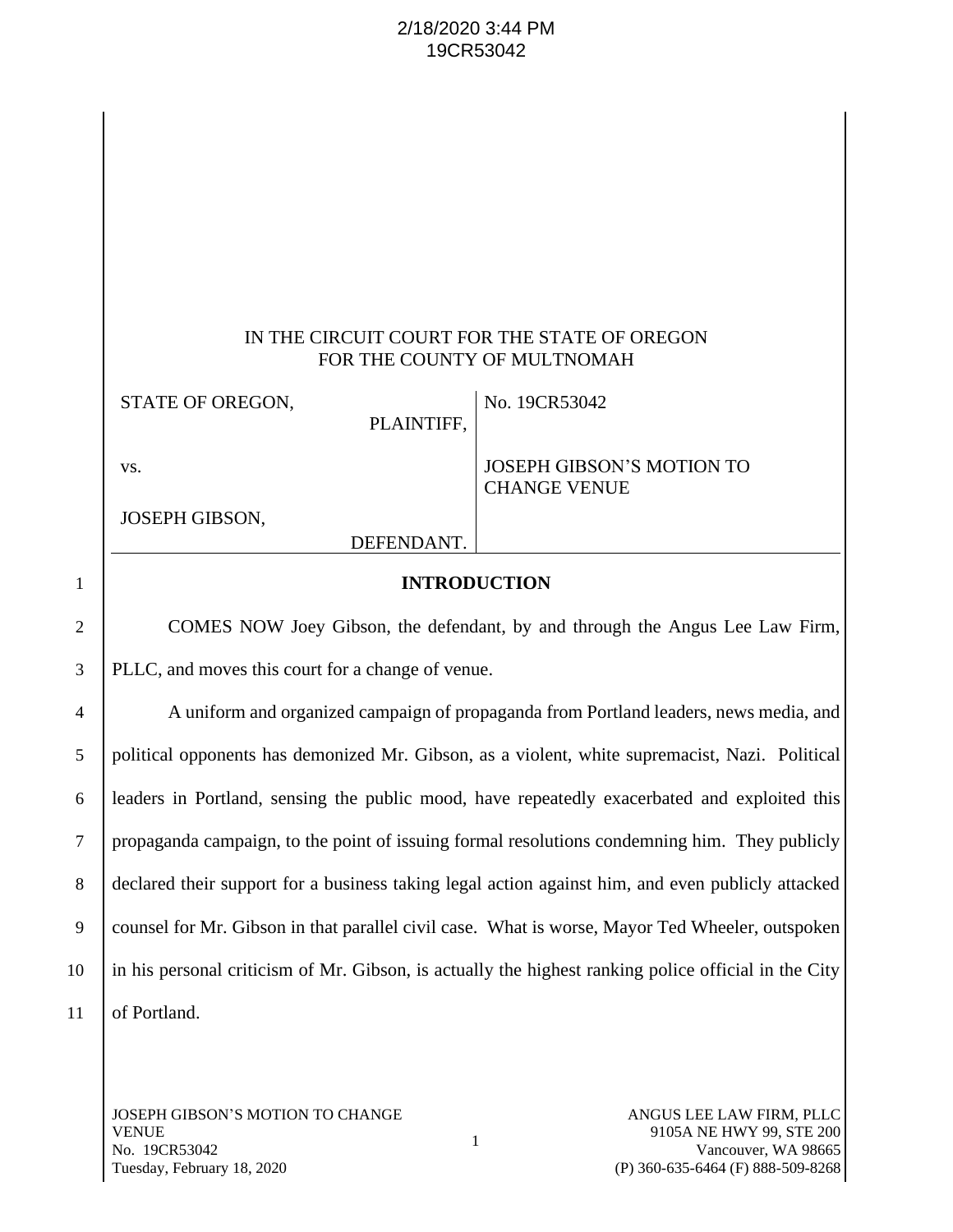2/18/2020 3:44 PM
19CR53042

IN THE CIRCUIT COURT FOR THE STATE OF OREGON
FOR THE COUNTY OF MULTNOMAH

| STATE OF OREGON, PLAINTIFF, vs. JOSEPH GIBSON, DEFENDANT. | No. 19CR53042 JOSEPH GIBSON'S MOTION TO CHANGE VENUE |
|---|---|

## INTRODUCTION

COMES NOW Joey Gibson, the defendant, by and through the Angus Lee Law Firm, PLLC, and moves this court for a change of venue.

A uniform and organized campaign of propaganda from Portland leaders, news media, and political opponents has demonized Mr. Gibson, as a violent, white supremacist, Nazi. Political leaders in Portland, sensing the public mood, have repeatedly exacerbated and exploited this propaganda campaign, to the point of issuing formal resolutions condemning him. They publicly declared their support for a business taking legal action against him, and even publicly attacked counsel for Mr. Gibson in that parallel civil case. What is worse, Mayor Ted Wheeler, outspoken in his personal criticism of Mr. Gibson, is actually the highest ranking police official in the City of Portland.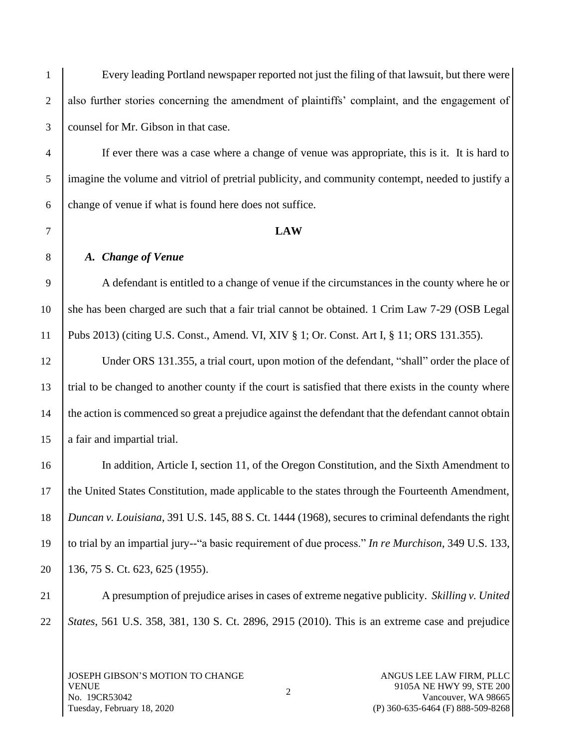Every leading Portland newspaper reported not just the filing of that lawsuit, but there were also further stories concerning the amendment of plaintiffs' complaint, and the engagement of counsel for Mr. Gibson in that case.

If ever there was a case where a change of venue was appropriate, this is it. It is hard to imagine the volume and vitriol of pretrial publicity, and community contempt, needed to justify a change of venue if what is found here does not suffice.

## LAW

### *A. Change of Venue*

A defendant is entitled to a change of venue if the circumstances in the county where he or she has been charged are such that a fair trial cannot be obtained. 1 Crim Law 7-29 (OSB Legal Pubs 2013) (citing U.S. Const., Amend. VI, XIV § 1; Or. Const. Art I, § 11; ORS 131.355).

Under ORS 131.355, a trial court, upon motion of the defendant, "shall" order the place of trial to be changed to another county if the court is satisfied that there exists in the county where the action is commenced so great a prejudice against the defendant that the defendant cannot obtain a fair and impartial trial.

In addition, Article I, section 11, of the Oregon Constitution, and the Sixth Amendment to the United States Constitution, made applicable to the states through the Fourteenth Amendment, *Duncan v. Louisiana*, 391 U.S. 145, 88 S. Ct. 1444 (1968), secures to criminal defendants the right to trial by an impartial jury--"a basic requirement of due process." *In re Murchison*, 349 U.S. 133, 136, 75 S. Ct. 623, 625 (1955).

A presumption of prejudice arises in cases of extreme negative publicity. *Skilling v. United States*, 561 U.S. 358, 381, 130 S. Ct. 2896, 2915 (2010). This is an extreme case and prejudice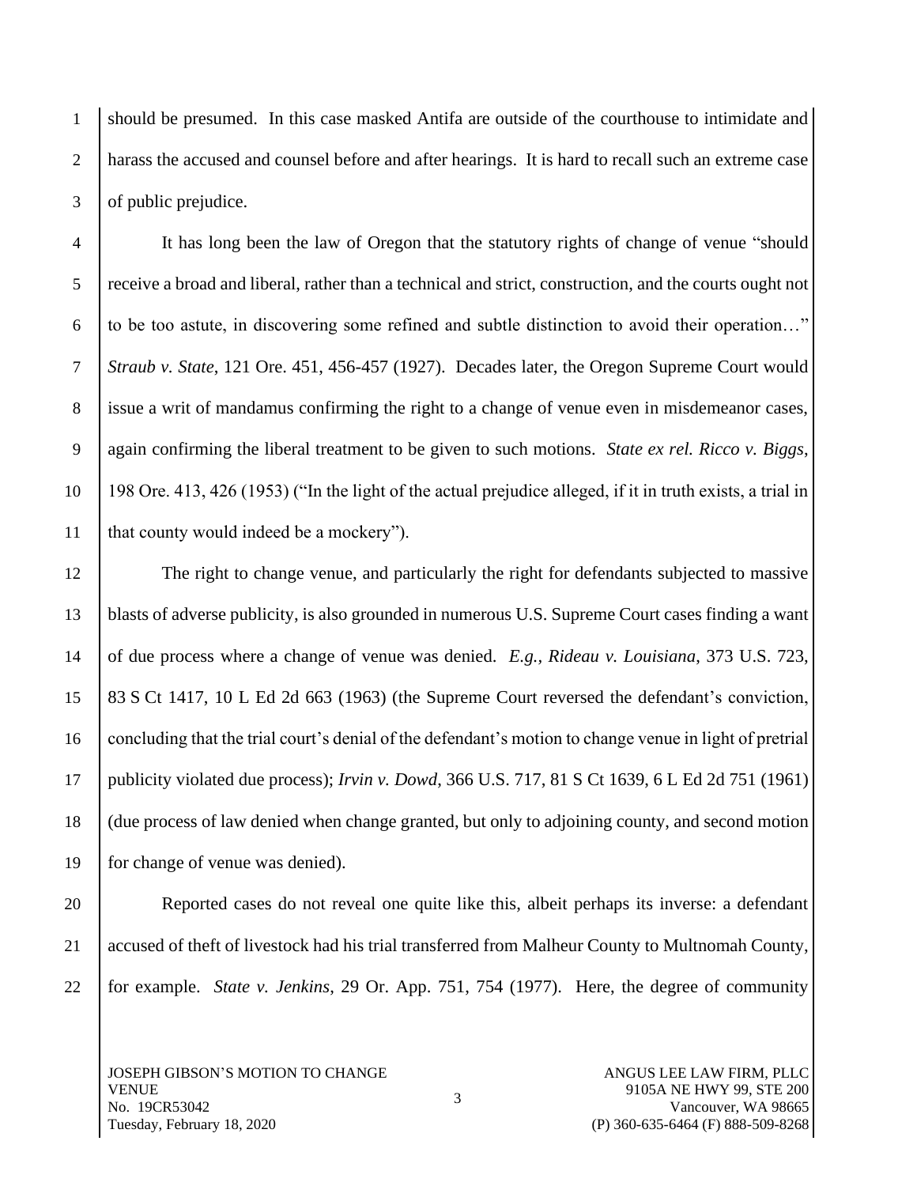should be presumed. In this case masked Antifa are outside of the courthouse to intimidate and harass the accused and counsel before and after hearings. It is hard to recall such an extreme case of public prejudice.

It has long been the law of Oregon that the statutory rights of change of venue "should receive a broad and liberal, rather than a technical and strict, construction, and the courts ought not to be too astute, in discovering some refined and subtle distinction to avoid their operation…" *Straub v. State*, 121 Ore. 451, 456-457 (1927). Decades later, the Oregon Supreme Court would issue a writ of mandamus confirming the right to a change of venue even in misdemeanor cases, again confirming the liberal treatment to be given to such motions. *State ex rel. Ricco v. Biggs*, 198 Ore. 413, 426 (1953) ("In the light of the actual prejudice alleged, if it in truth exists, a trial in that county would indeed be a mockery").

The right to change venue, and particularly the right for defendants subjected to massive blasts of adverse publicity, is also grounded in numerous U.S. Supreme Court cases finding a want of due process where a change of venue was denied. *E.g., Rideau v. Louisiana*, 373 U.S. 723, 83 S Ct 1417, 10 L Ed 2d 663 (1963) (the Supreme Court reversed the defendant's conviction, concluding that the trial court's denial of the defendant's motion to change venue in light of pretrial publicity violated due process); *Irvin v. Dowd*, 366 U.S. 717, 81 S Ct 1639, 6 L Ed 2d 751 (1961) (due process of law denied when change granted, but only to adjoining county, and second motion for change of venue was denied).

Reported cases do not reveal one quite like this, albeit perhaps its inverse: a defendant accused of theft of livestock had his trial transferred from Malheur County to Multnomah County, for example. *State v. Jenkins*, 29 Or. App. 751, 754 (1977). Here, the degree of community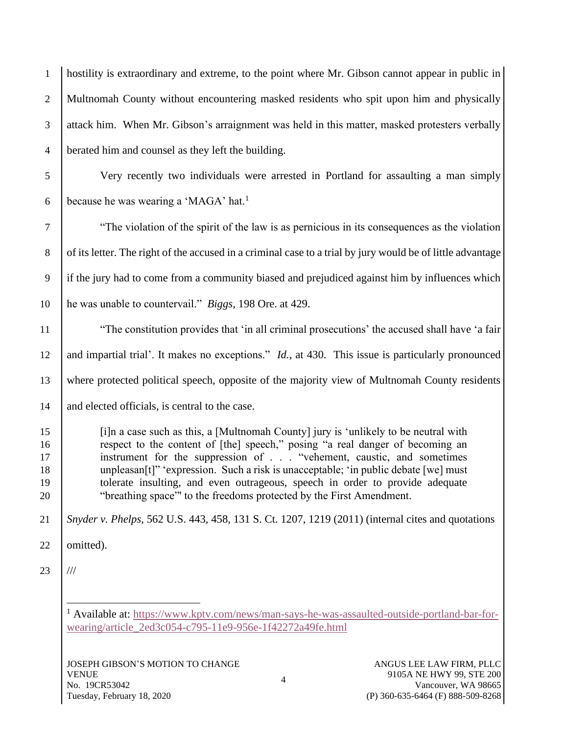hostility is extraordinary and extreme, to the point where Mr. Gibson cannot appear in public in Multnomah County without encountering masked residents who spit upon him and physically attack him. When Mr. Gibson's arraignment was held in this matter, masked protesters verbally berated him and counsel as they left the building.

Very recently two individuals were arrested in Portland for assaulting a man simply because he was wearing a 'MAGA' hat.[1]

"The violation of the spirit of the law is as pernicious in its consequences as the violation of its letter. The right of the accused in a criminal case to a trial by jury would be of little advantage if the jury had to come from a community biased and prejudiced against him by influences which he was unable to countervail." *Biggs*, 198 Ore. at 429.

"The constitution provides that 'in all criminal prosecutions' the accused shall have 'a fair and impartial trial'. It makes no exceptions." *Id.*, at 430. This issue is particularly pronounced where protected political speech, opposite of the majority view of Multnomah County residents and elected officials, is central to the case.

> [i]n a case such as this, a [Multnomah County] jury is 'unlikely to be neutral with respect to the content of [the] speech," posing "a real danger of becoming an instrument for the suppression of . . . "vehement, caustic, and sometimes unpleasan[t]" 'expression. Such a risk is unacceptable; 'in public debate [we] must tolerate insulting, and even outrageous, speech in order to provide adequate "breathing space"' to the freedoms protected by the First Amendment.

*Snyder v. Phelps*, 562 U.S. 443, 458, 131 S. Ct. 1207, 1219 (2011) (internal cites and quotations omitted).

///

[1] Available at: https://www.kptv.com/news/man-says-he-was-assaulted-outside-portland-bar-for-wearing/article_2ed3c054-c795-11e9-956e-1f42272a49fe.html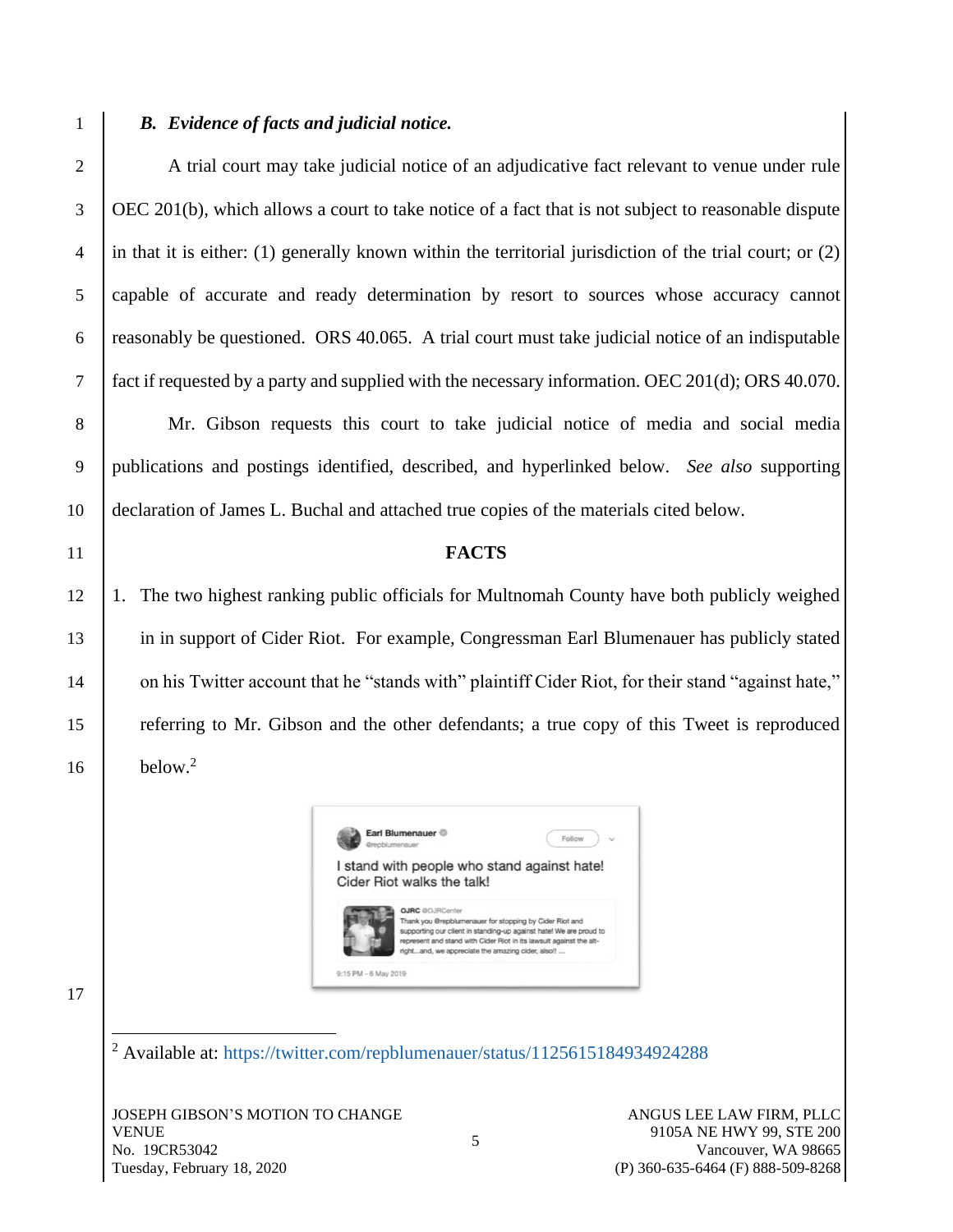### *B. Evidence of facts and judicial notice.*

A trial court may take judicial notice of an adjudicative fact relevant to venue under rule OEC 201(b), which allows a court to take notice of a fact that is not subject to reasonable dispute in that it is either: (1) generally known within the territorial jurisdiction of the trial court; or (2) capable of accurate and ready determination by resort to sources whose accuracy cannot reasonably be questioned. ORS 40.065. A trial court must take judicial notice of an indisputable fact if requested by a party and supplied with the necessary information. OEC 201(d); ORS 40.070.

Mr. Gibson requests this court to take judicial notice of media and social media publications and postings identified, described, and hyperlinked below. *See also* supporting declaration of James L. Buchal and attached true copies of the materials cited below.

**FACTS**

1. The two highest ranking public officials for Multnomah County have both publicly weighed in in support of Cider Riot. For example, Congressman Earl Blumenauer has publicly stated on his Twitter account that he "stands with" plaintiff Cider Riot, for their stand "against hate," referring to Mr. Gibson and the other defendants; a true copy of this Tweet is reproduced below.[2]

> **Earl Blumenauer** @repblumenauer
>
> I stand with people who stand against hate! Cider Riot walks the talk!
>
> > **OJRC** @OJRCenter
> > Thank you @repblumenauer for stopping by Cider Riot and supporting our client in standing-up against hate! We are proud to represent and stand with Cider Riot in its lawsuit against the alt-right...and, we appreciate the amazing cider, also!! ...
>
> 9:15 PM - 6 May 2019

---

[2] Available at: https://twitter.com/repblumenauer/status/1125615184934924288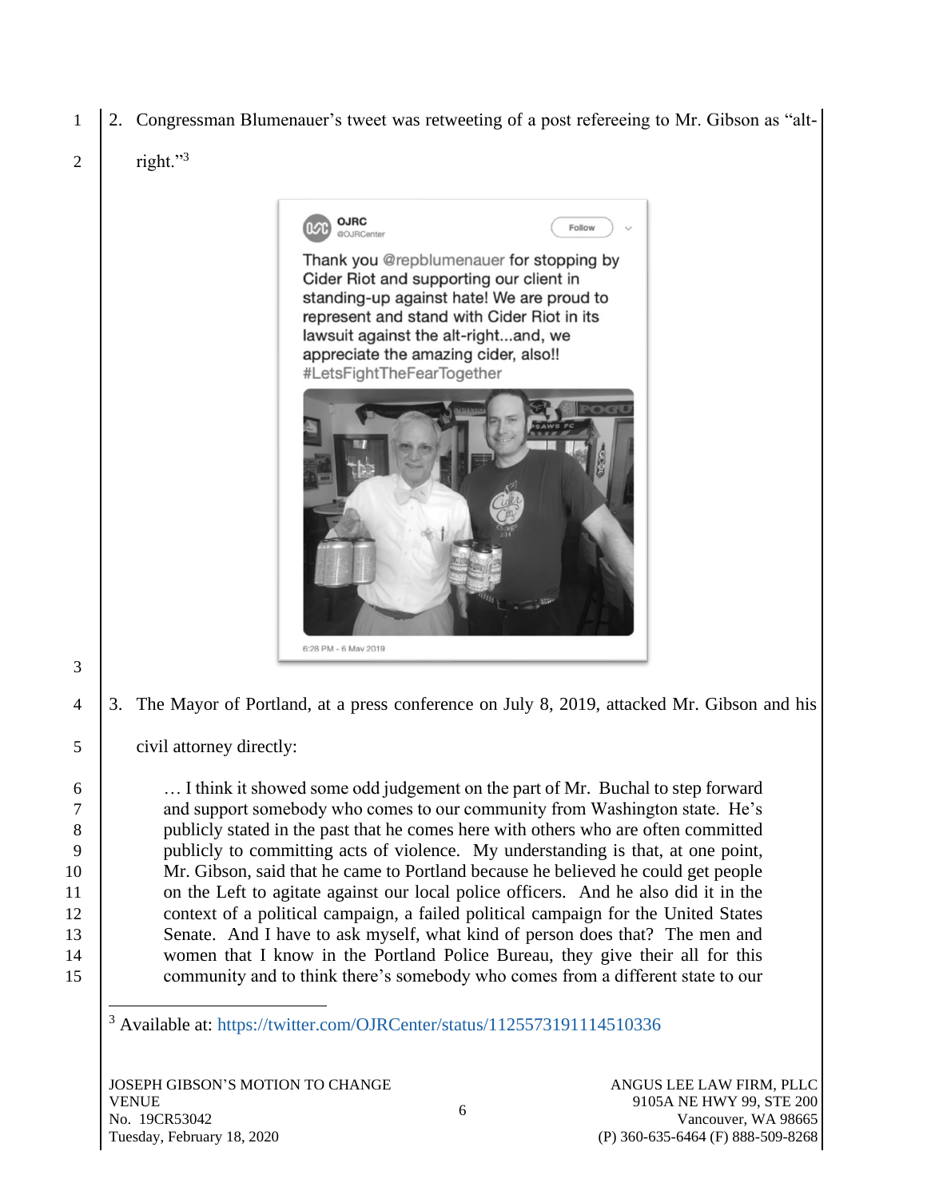2. Congressman Blumenauer's tweet was retweeting of a post refereeing to Mr. Gibson as "alt-right."[3]

OJRC
@OJRCenter

Thank you @repblumenauer for stopping by Cider Riot and supporting our client in standing-up against hate! We are proud to represent and stand with Cider Riot in its lawsuit against the alt-right...and, we appreciate the amazing cider, also!! #LetsFightTheFearTogether

6:28 PM - 6 May 2019

3. The Mayor of Portland, at a press conference on July 8, 2019, attacked Mr. Gibson and his civil attorney directly:

> … I think it showed some odd judgement on the part of Mr. Buchal to step forward and support somebody who comes to our community from Washington state. He's publicly stated in the past that he comes here with others who are often committed publicly to committing acts of violence. My understanding is that, at one point, Mr. Gibson, said that he came to Portland because he believed he could get people on the Left to agitate against our local police officers. And he also did it in the context of a political campaign, a failed political campaign for the United States Senate. And I have to ask myself, what kind of person does that? The men and women that I know in the Portland Police Bureau, they give their all for this community and to think there's somebody who comes from a different state to our

[3] Available at: https://twitter.com/OJRCenter/status/1125573191114510336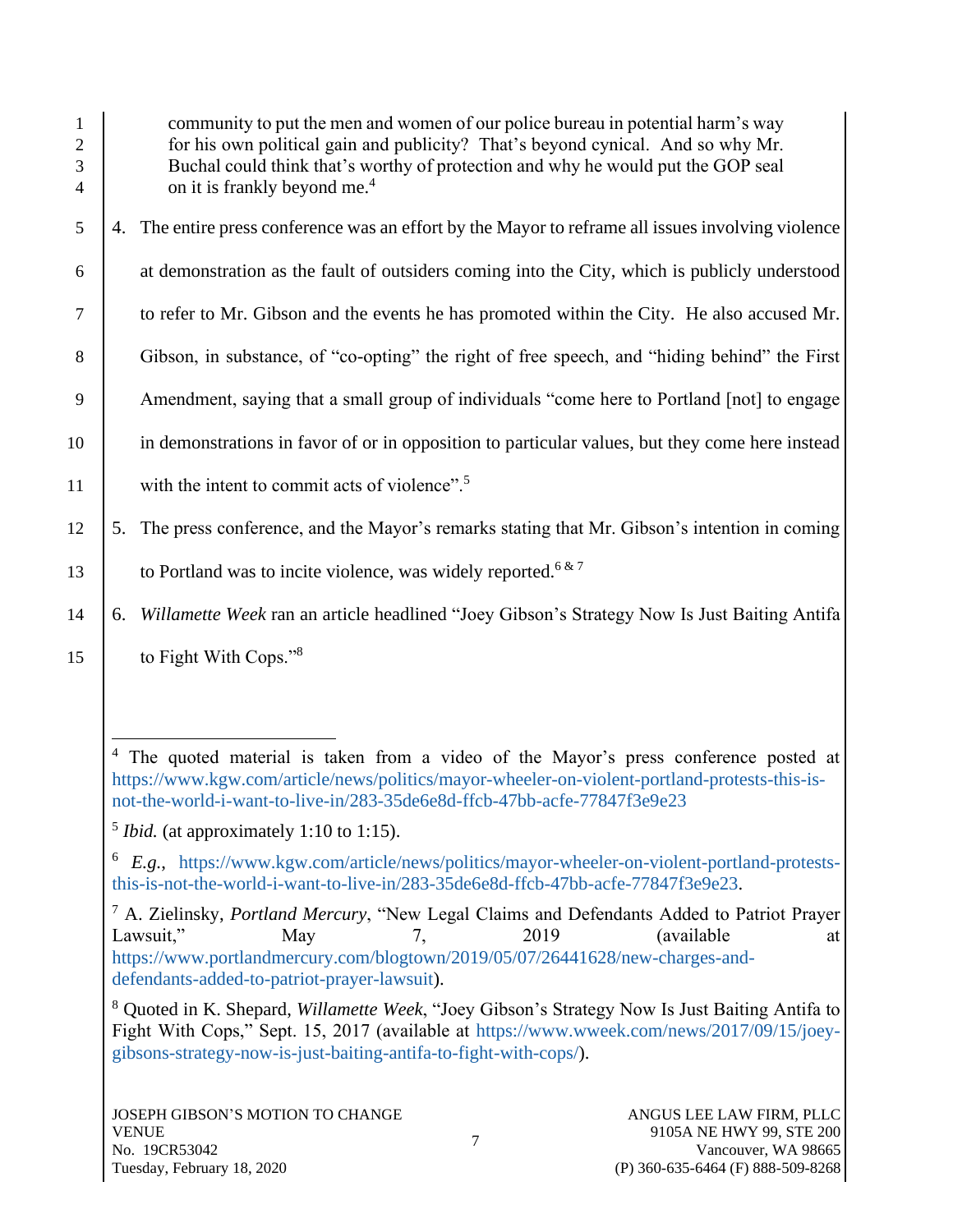> community to put the men and women of our police bureau in potential harm's way for his own political gain and publicity? That's beyond cynical. And so why Mr. Buchal could think that's worthy of protection and why he would put the GOP seal on it is frankly beyond me.[4]

4. The entire press conference was an effort by the Mayor to reframe all issues involving violence at demonstration as the fault of outsiders coming into the City, which is publicly understood to refer to Mr. Gibson and the events he has promoted within the City. He also accused Mr. Gibson, in substance, of "co-opting" the right of free speech, and "hiding behind" the First Amendment, saying that a small group of individuals "come here to Portland [not] to engage in demonstrations in favor of or in opposition to particular values, but they come here instead with the intent to commit acts of violence".[5]

5. The press conference, and the Mayor's remarks stating that Mr. Gibson's intention in coming to Portland was to incite violence, was widely reported.[6 & 7]

6. *Willamette Week* ran an article headlined "Joey Gibson's Strategy Now Is Just Baiting Antifa to Fight With Cops."[8]

---

[4] The quoted material is taken from a video of the Mayor's press conference posted at https://www.kgw.com/article/news/politics/mayor-wheeler-on-violent-portland-protests-this-is-not-the-world-i-want-to-live-in/283-35de6e8d-ffcb-47bb-acfe-77847f3e9e23

[5] *Ibid.* (at approximately 1:10 to 1:15).

[6] *E.g.*, https://www.kgw.com/article/news/politics/mayor-wheeler-on-violent-portland-protests-this-is-not-the-world-i-want-to-live-in/283-35de6e8d-ffcb-47bb-acfe-77847f3e9e23.

[7] A. Zielinsky, *Portland Mercury*, "New Legal Claims and Defendants Added to Patriot Prayer Lawsuit," May 7, 2019 (available at https://www.portlandmercury.com/blogtown/2019/05/07/26441628/new-charges-and-defendants-added-to-patriot-prayer-lawsuit).

[8] Quoted in K. Shepard, *Willamette Week*, "Joey Gibson's Strategy Now Is Just Baiting Antifa to Fight With Cops," Sept. 15, 2017 (available at https://www.wweek.com/news/2017/09/15/joey-gibsons-strategy-now-is-just-baiting-antifa-to-fight-with-cops/).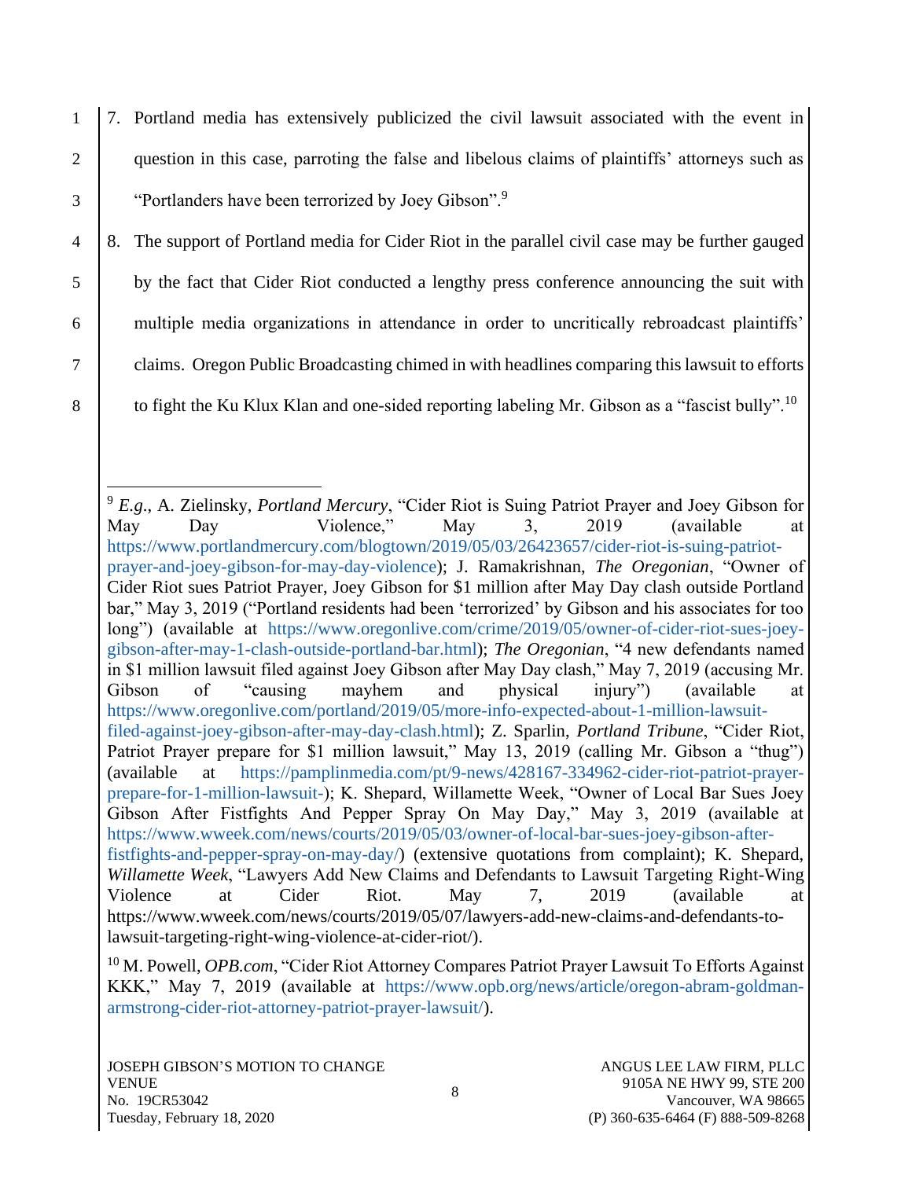7. Portland media has extensively publicized the civil lawsuit associated with the event in question in this case, parroting the false and libelous claims of plaintiffs' attorneys such as "Portlanders have been terrorized by Joey Gibson".[9]

8. The support of Portland media for Cider Riot in the parallel civil case may be further gauged by the fact that Cider Riot conducted a lengthy press conference announcing the suit with multiple media organizations in attendance in order to uncritically rebroadcast plaintiffs' claims. Oregon Public Broadcasting chimed in with headlines comparing this lawsuit to efforts to fight the Ku Klux Klan and one-sided reporting labeling Mr. Gibson as a "fascist bully".[10]

---

[9] *E.g*., A. Zielinsky, *Portland Mercury*, "Cider Riot is Suing Patriot Prayer and Joey Gibson for May Day Violence," May 3, 2019 (available at https://www.portlandmercury.com/blogtown/2019/05/03/26423657/cider-riot-is-suing-patriot-prayer-and-joey-gibson-for-may-day-violence); J. Ramakrishnan, *The Oregonian*, "Owner of Cider Riot sues Patriot Prayer, Joey Gibson for $1 million after May Day clash outside Portland bar," May 3, 2019 ("Portland residents had been 'terrorized' by Gibson and his associates for too long") (available at https://www.oregonlive.com/crime/2019/05/owner-of-cider-riot-sues-joey-gibson-after-may-1-clash-outside-portland-bar.html); *The Oregonian*, "4 new defendants named in $1 million lawsuit filed against Joey Gibson after May Day clash," May 7, 2019 (accusing Mr. Gibson of "causing mayhem and physical injury") (available at https://www.oregonlive.com/portland/2019/05/more-info-expected-about-1-million-lawsuit-filed-against-joey-gibson-after-may-day-clash.html); Z. Sparlin, *Portland Tribune*, "Cider Riot, Patriot Prayer prepare for $1 million lawsuit," May 13, 2019 (calling Mr. Gibson a "thug") (available at https://pamplinmedia.com/pt/9-news/428167-334962-cider-riot-patriot-prayer-prepare-for-1-million-lawsuit-); K. Shepard, Willamette Week, "Owner of Local Bar Sues Joey Gibson After Fistfights And Pepper Spray On May Day," May 3, 2019 (available at https://www.wweek.com/news/courts/2019/05/03/owner-of-local-bar-sues-joey-gibson-after-fistfights-and-pepper-spray-on-may-day/) (extensive quotations from complaint); K. Shepard, *Willamette Week*, "Lawyers Add New Claims and Defendants to Lawsuit Targeting Right-Wing Violence at Cider Riot. May 7, 2019 (available at https://www.wweek.com/news/courts/2019/05/07/lawyers-add-new-claims-and-defendants-to-lawsuit-targeting-right-wing-violence-at-cider-riot/).

[10] M. Powell, *OPB.com*, "Cider Riot Attorney Compares Patriot Prayer Lawsuit To Efforts Against KKK," May 7, 2019 (available at https://www.opb.org/news/article/oregon-abram-goldman-armstrong-cider-riot-attorney-patriot-prayer-lawsuit/).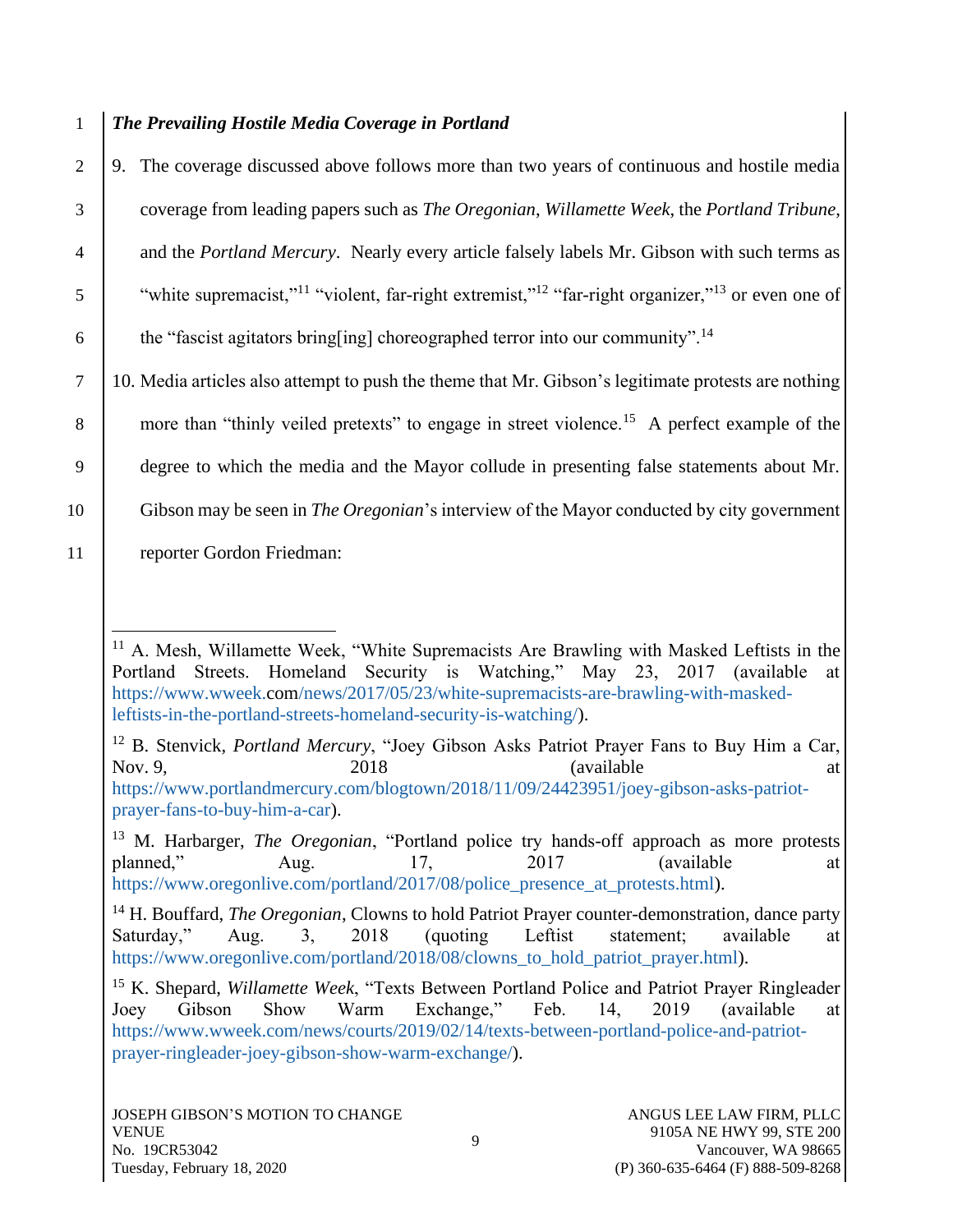***The Prevailing Hostile Media Coverage in Portland***

9. The coverage discussed above follows more than two years of continuous and hostile media coverage from leading papers such as *The Oregonian*, *Willamette Week*, the *Portland Tribune*, and the *Portland Mercury*. Nearly every article falsely labels Mr. Gibson with such terms as "white supremacist,"[11] "violent, far-right extremist,"[12] "far-right organizer,"[13] or even one of the "fascist agitators bring[ing] choreographed terror into our community".[14]

10. Media articles also attempt to push the theme that Mr. Gibson's legitimate protests are nothing more than "thinly veiled pretexts" to engage in street violence.[15] A perfect example of the degree to which the media and the Mayor collude in presenting false statements about Mr. Gibson may be seen in *The Oregonian*'s interview of the Mayor conducted by city government reporter Gordon Friedman:

---

[11] A. Mesh, Willamette Week, "White Supremacists Are Brawling with Masked Leftists in the Portland Streets. Homeland Security is Watching," May 23, 2017 (available at https://www.wweek.com/news/2017/05/23/white-supremacists-are-brawling-with-masked-leftists-in-the-portland-streets-homeland-security-is-watching/).

[12] B. Stenvick, *Portland Mercury*, "Joey Gibson Asks Patriot Prayer Fans to Buy Him a Car, Nov. 9, 2018 (available at https://www.portlandmercury.com/blogtown/2018/11/09/24423951/joey-gibson-asks-patriot-prayer-fans-to-buy-him-a-car).

[13] M. Harbarger, *The Oregonian*, "Portland police try hands-off approach as more protests planned," Aug. 17, 2017 (available at https://www.oregonlive.com/portland/2017/08/police_presence_at_protests.html).

[14] H. Bouffard, *The Oregonian*, Clowns to hold Patriot Prayer counter-demonstration, dance party Saturday," Aug. 3, 2018 (quoting Leftist statement; available at https://www.oregonlive.com/portland/2018/08/clowns_to_hold_patriot_prayer.html).

[15] K. Shepard, *Willamette Week*, "Texts Between Portland Police and Patriot Prayer Ringleader Joey Gibson Show Warm Exchange," Feb. 14, 2019 (available at https://www.wweek.com/news/courts/2019/02/14/texts-between-portland-police-and-patriot-prayer-ringleader-joey-gibson-show-warm-exchange/).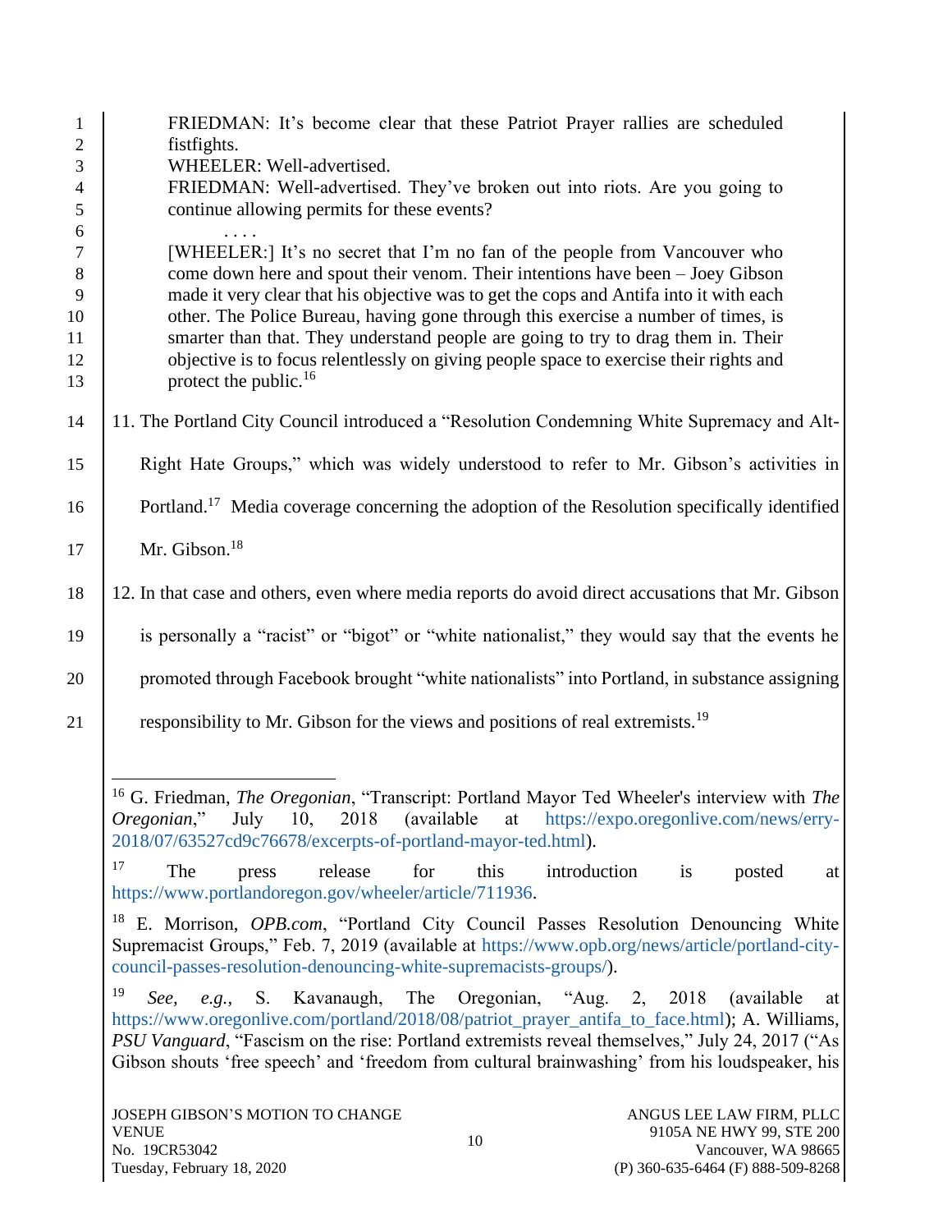> FRIEDMAN: It's become clear that these Patriot Prayer rallies are scheduled fistfights.
> WHEELER: Well-advertised.
> FRIEDMAN: Well-advertised. They've broken out into riots. Are you going to continue allowing permits for these events?
> . . . .
> [WHEELER:] It's no secret that I'm no fan of the people from Vancouver who come down here and spout their venom. Their intentions have been – Joey Gibson made it very clear that his objective was to get the cops and Antifa into it with each other. The Police Bureau, having gone through this exercise a number of times, is smarter than that. They understand people are going to try to drag them in. Their objective is to focus relentlessly on giving people space to exercise their rights and protect the public.[16]

11. The Portland City Council introduced a "Resolution Condemning White Supremacy and Alt-Right Hate Groups," which was widely understood to refer to Mr. Gibson's activities in Portland.[17] Media coverage concerning the adoption of the Resolution specifically identified Mr. Gibson.[18]

12. In that case and others, even where media reports do avoid direct accusations that Mr. Gibson is personally a "racist" or "bigot" or "white nationalist," they would say that the events he promoted through Facebook brought "white nationalists" into Portland, in substance assigning responsibility to Mr. Gibson for the views and positions of real extremists.[19]

---

[16] G. Friedman, *The Oregonian*, "Transcript: Portland Mayor Ted Wheeler's interview with *The Oregonian*," July 10, 2018 (available at https://expo.oregonlive.com/news/erry-2018/07/63527cd9c76678/excerpts-of-portland-mayor-ted.html).

[17] The press release for this introduction is posted at https://www.portlandoregon.gov/wheeler/article/711936.

[18] E. Morrison, *OPB.com*, "Portland City Council Passes Resolution Denouncing White Supremacist Groups," Feb. 7, 2019 (available at https://www.opb.org/news/article/portland-city-council-passes-resolution-denouncing-white-supremacists-groups/).

[19] *See, e.g.,* S. Kavanaugh, The Oregonian, "Aug. 2, 2018 (available at https://www.oregonlive.com/portland/2018/08/patriot_prayer_antifa_to_face.html); A. Williams, *PSU Vanguard*, "Fascism on the rise: Portland extremists reveal themselves," July 24, 2017 ("As Gibson shouts 'free speech' and 'freedom from cultural brainwashing' from his loudspeaker, his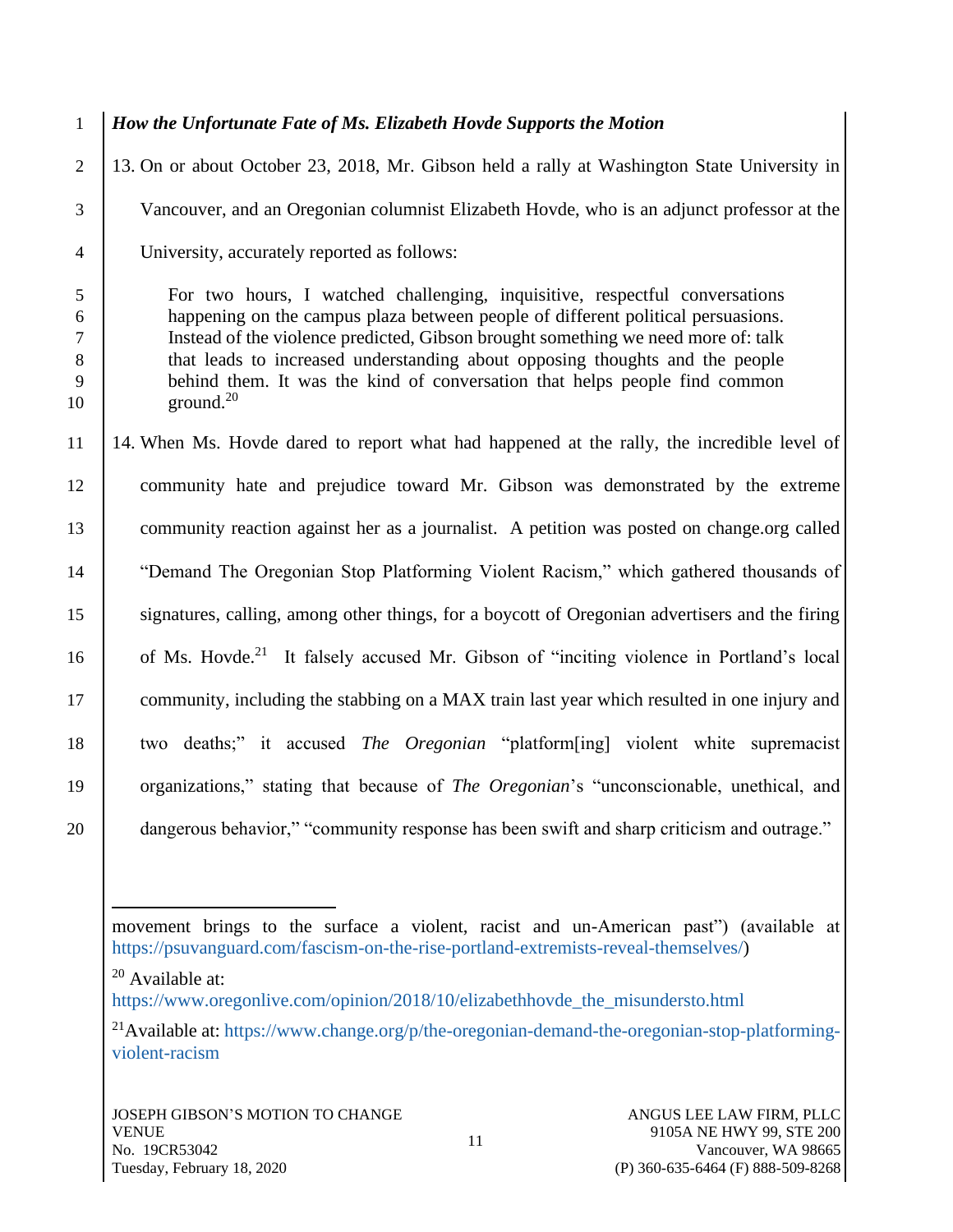***How the Unfortunate Fate of Ms. Elizabeth Hovde Supports the Motion***

13. On or about October 23, 2018, Mr. Gibson held a rally at Washington State University in Vancouver, and an Oregonian columnist Elizabeth Hovde, who is an adjunct professor at the University, accurately reported as follows:

> For two hours, I watched challenging, inquisitive, respectful conversations happening on the campus plaza between people of different political persuasions. Instead of the violence predicted, Gibson brought something we need more of: talk that leads to increased understanding about opposing thoughts and the people behind them. It was the kind of conversation that helps people find common ground.[20]

14. When Ms. Hovde dared to report what had happened at the rally, the incredible level of community hate and prejudice toward Mr. Gibson was demonstrated by the extreme community reaction against her as a journalist. A petition was posted on change.org called "Demand The Oregonian Stop Platforming Violent Racism," which gathered thousands of signatures, calling, among other things, for a boycott of Oregonian advertisers and the firing of Ms. Hovde.[21] It falsely accused Mr. Gibson of "inciting violence in Portland's local community, including the stabbing on a MAX train last year which resulted in one injury and two deaths;" it accused *The Oregonian* "platform[ing] violent white supremacist organizations," stating that because of *The Oregonian*'s "unconscionable, unethical, and dangerous behavior," "community response has been swift and sharp criticism and outrage."

---

movement brings to the surface a violent, racist and un-American past") (available at https://psuvanguard.com/fascism-on-the-rise-portland-extremists-reveal-themselves/)

[20] Available at: https://www.oregonlive.com/opinion/2018/10/elizabethhovde_the_misundersto.html

[21] Available at: https://www.change.org/p/the-oregonian-demand-the-oregonian-stop-platforming-violent-racism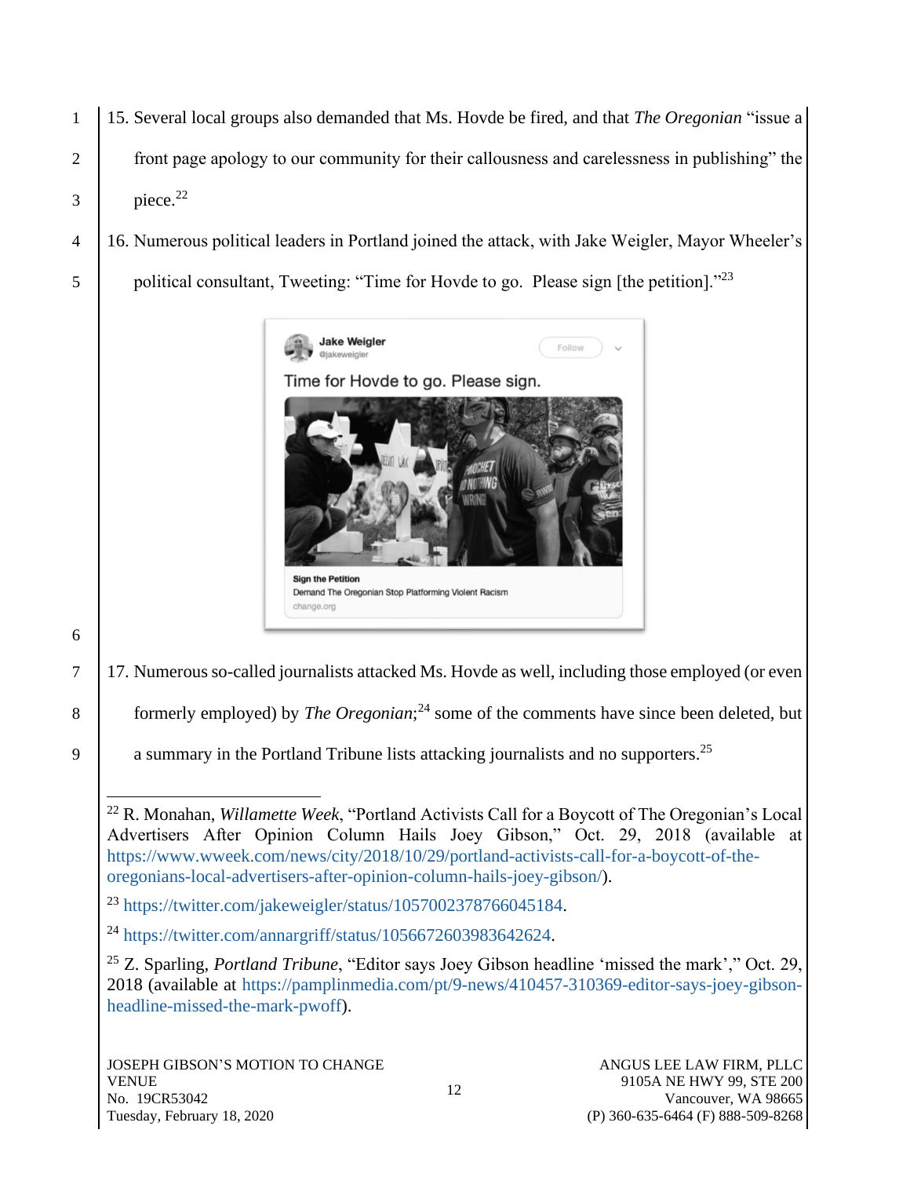15. Several local groups also demanded that Ms. Hovde be fired, and that *The Oregonian* "issue a front page apology to our community for their callousness and carelessness in publishing" the piece.[22]

16. Numerous political leaders in Portland joined the attack, with Jake Weigler, Mayor Wheeler's political consultant, Tweeting: "Time for Hovde to go. Please sign [the petition]."[23]

17. Numerous so-called journalists attacked Ms. Hovde as well, including those employed (or even formerly employed) by *The Oregonian*;[24] some of the comments have since been deleted, but a summary in the Portland Tribune lists attacking journalists and no supporters.[25]

---

[22] R. Monahan, *Willamette Week*, "Portland Activists Call for a Boycott of The Oregonian's Local Advertisers After Opinion Column Hails Joey Gibson," Oct. 29, 2018 (available at https://www.wweek.com/news/city/2018/10/29/portland-activists-call-for-a-boycott-of-the-oregonians-local-advertisers-after-opinion-column-hails-joey-gibson/).

[23] https://twitter.com/jakeweigler/status/1057002378766045184.

[24] https://twitter.com/annargriff/status/1056672603983642624.

[25] Z. Sparling, *Portland Tribune*, "Editor says Joey Gibson headline 'missed the mark'," Oct. 29, 2018 (available at https://pamplinmedia.com/pt/9-news/410457-310369-editor-says-joey-gibson-headline-missed-the-mark-pwoff).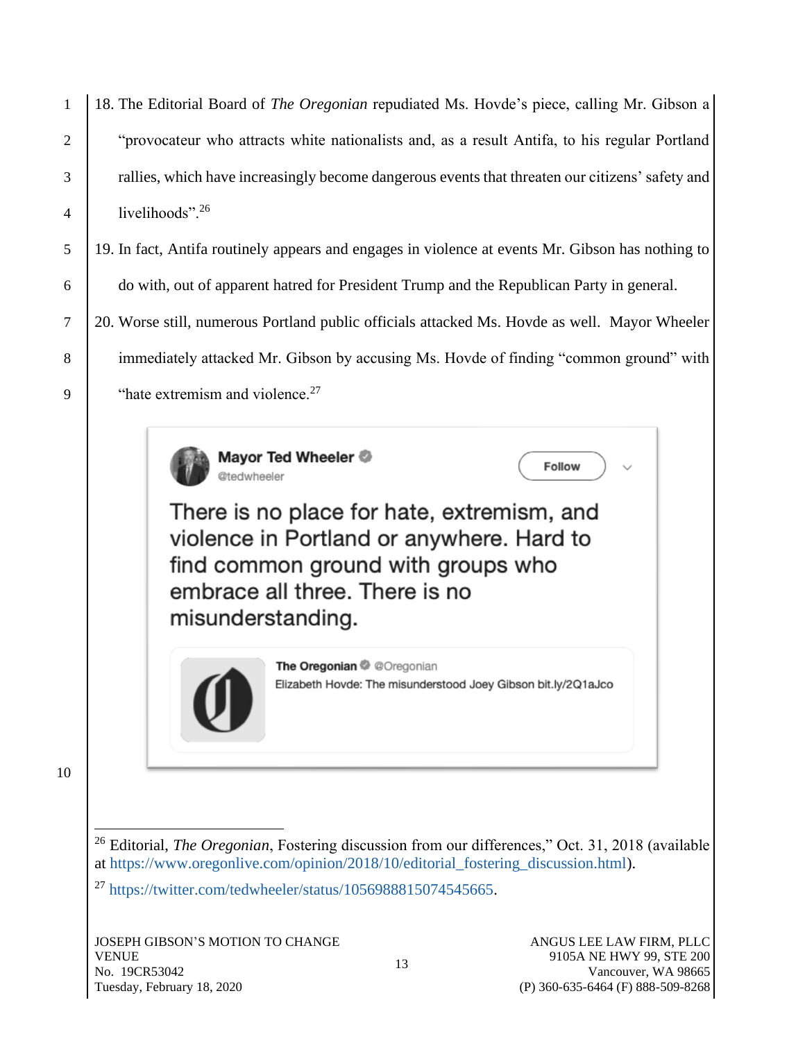18. The Editorial Board of *The Oregonian* repudiated Ms. Hovde's piece, calling Mr. Gibson a "provocateur who attracts white nationalists and, as a result Antifa, to his regular Portland rallies, which have increasingly become dangerous events that threaten our citizens' safety and livelihoods".[26]

19. In fact, Antifa routinely appears and engages in violence at events Mr. Gibson has nothing to do with, out of apparent hatred for President Trump and the Republican Party in general.

20. Worse still, numerous Portland public officials attacked Ms. Hovde as well. Mayor Wheeler immediately attacked Mr. Gibson by accusing Ms. Hovde of finding "common ground" with "hate extremism and violence.[27]

> **Mayor Ted Wheeler** @tedwheeler
>
> There is no place for hate, extremism, and violence in Portland or anywhere. Hard to find common ground with groups who embrace all three. There is no misunderstanding.
>
> > **The Oregonian** @Oregonian
> > Elizabeth Hovde: The misunderstood Joey Gibson bit.ly/2Q1aJco

---

[26] Editorial, *The Oregonian*, Fostering discussion from our differences," Oct. 31, 2018 (available at https://www.oregonlive.com/opinion/2018/10/editorial_fostering_discussion.html).

[27] https://twitter.com/tedwheeler/status/1056988815074545665.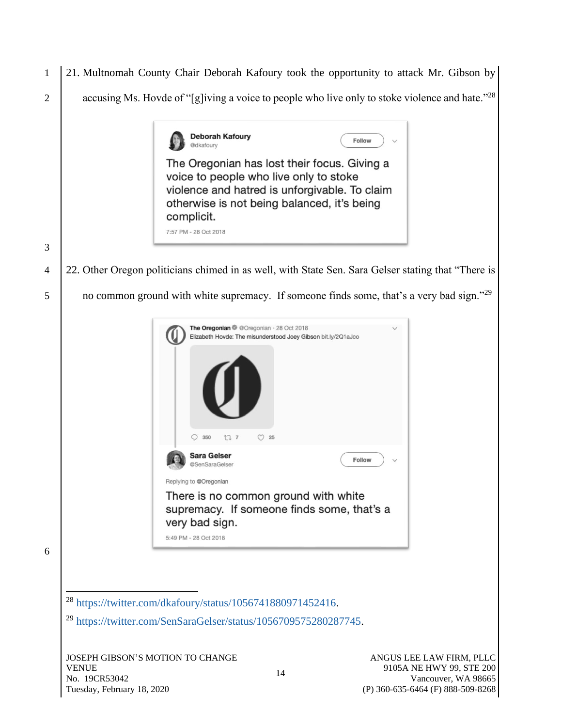21. Multnomah County Chair Deborah Kafoury took the opportunity to attack Mr. Gibson by accusing Ms. Hovde of "[g]iving a voice to people who live only to stoke violence and hate."[28]

> **Deborah Kafoury** @dkafoury
>
> The Oregonian has lost their focus. Giving a voice to people who live only to stoke violence and hatred is unforgivable. To claim otherwise is not being balanced, it's being complicit.
>
> 7:57 PM - 28 Oct 2018

22. Other Oregon politicians chimed in as well, with State Sen. Sara Gelser stating that "There is no common ground with white supremacy. If someone finds some, that's a very bad sign."[29]

> **The Oregonian** @Oregonian · 28 Oct 2018
> Elizabeth Hovde: The misunderstood Joey Gibson bit.ly/2Q1aJco
>
> 350 7 25
>
> **Sara Gelser** @SenSaraGelser
>
> Replying to @Oregonian
>
> There is no common ground with white supremacy. If someone finds some, that's a very bad sign.
>
> 5:49 PM - 28 Oct 2018

---

[28] https://twitter.com/dkafoury/status/1056741880971452416.

[29] https://twitter.com/SenSaraGelser/status/1056709575280287745.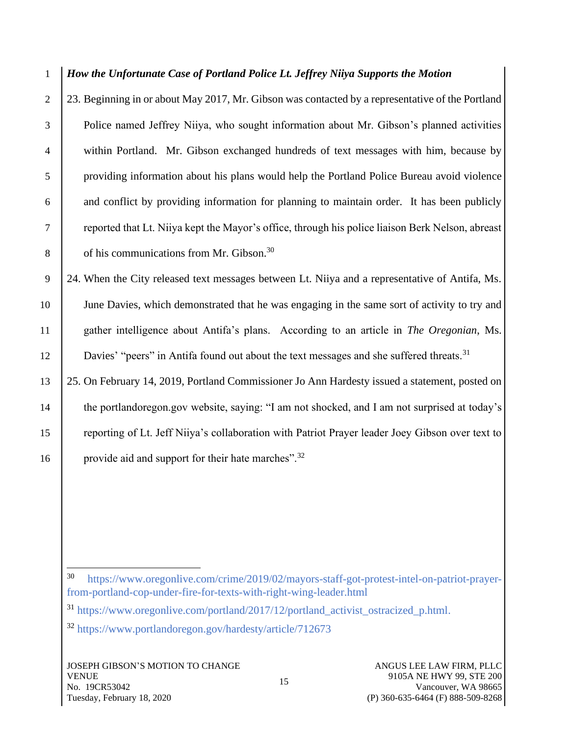***How the Unfortunate Case of Portland Police Lt. Jeffrey Niiya Supports the Motion***

23. Beginning in or about May 2017, Mr. Gibson was contacted by a representative of the Portland Police named Jeffrey Niiya, who sought information about Mr. Gibson's planned activities within Portland. Mr. Gibson exchanged hundreds of text messages with him, because by providing information about his plans would help the Portland Police Bureau avoid violence and conflict by providing information for planning to maintain order. It has been publicly reported that Lt. Niiya kept the Mayor's office, through his police liaison Berk Nelson, abreast of his communications from Mr. Gibson.[30]

24. When the City released text messages between Lt. Niiya and a representative of Antifa, Ms. June Davies, which demonstrated that he was engaging in the same sort of activity to try and gather intelligence about Antifa's plans. According to an article in *The Oregonian*, Ms. Davies' "peers" in Antifa found out about the text messages and she suffered threats.[31]

25. On February 14, 2019, Portland Commissioner Jo Ann Hardesty issued a statement, posted on the portlandoregon.gov website, saying: "I am not shocked, and I am not surprised at today's reporting of Lt. Jeff Niiya's collaboration with Patriot Prayer leader Joey Gibson over text to provide aid and support for their hate marches".[32]

---

[30] https://www.oregonlive.com/crime/2019/02/mayors-staff-got-protest-intel-on-patriot-prayer-from-portland-cop-under-fire-for-texts-with-right-wing-leader.html

[31] https://www.oregonlive.com/portland/2017/12/portland_activist_ostracized_p.html.

[32] https://www.portlandoregon.gov/hardesty/article/712673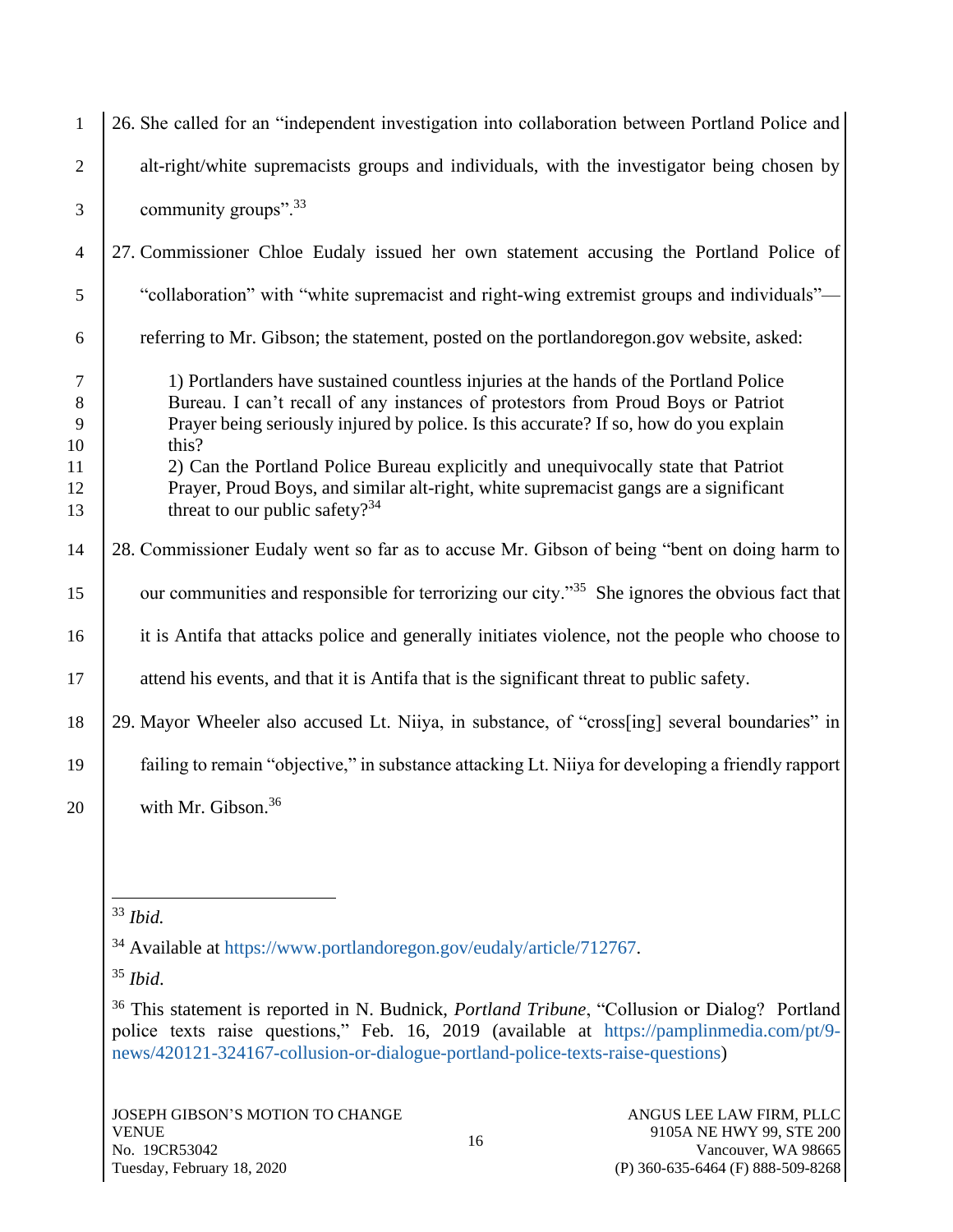26. She called for an "independent investigation into collaboration between Portland Police and alt-right/white supremacists groups and individuals, with the investigator being chosen by community groups".[33]

27. Commissioner Chloe Eudaly issued her own statement accusing the Portland Police of "collaboration" with "white supremacist and right-wing extremist groups and individuals"—referring to Mr. Gibson; the statement, posted on the portlandoregon.gov website, asked:

> 1) Portlanders have sustained countless injuries at the hands of the Portland Police Bureau. I can't recall of any instances of protestors from Proud Boys or Patriot Prayer being seriously injured by police. Is this accurate? If so, how do you explain this?
> 2) Can the Portland Police Bureau explicitly and unequivocally state that Patriot Prayer, Proud Boys, and similar alt-right, white supremacist gangs are a significant threat to our public safety?[34]

28. Commissioner Eudaly went so far as to accuse Mr. Gibson of being "bent on doing harm to our communities and responsible for terrorizing our city."[35] She ignores the obvious fact that it is Antifa that attacks police and generally initiates violence, not the people who choose to attend his events, and that it is Antifa that is the significant threat to public safety.

29. Mayor Wheeler also accused Lt. Niiya, in substance, of "cross[ing] several boundaries" in failing to remain "objective," in substance attacking Lt. Niiya for developing a friendly rapport with Mr. Gibson.[36]

---

[33] *Ibid.*

[34] Available at https://www.portlandoregon.gov/eudaly/article/712767.

[35] *Ibid*.

[36] This statement is reported in N. Budnick, *Portland Tribune*, "Collusion or Dialog? Portland police texts raise questions," Feb. 16, 2019 (available at https://pamplinmedia.com/pt/9-news/420121-324167-collusion-or-dialogue-portland-police-texts-raise-questions)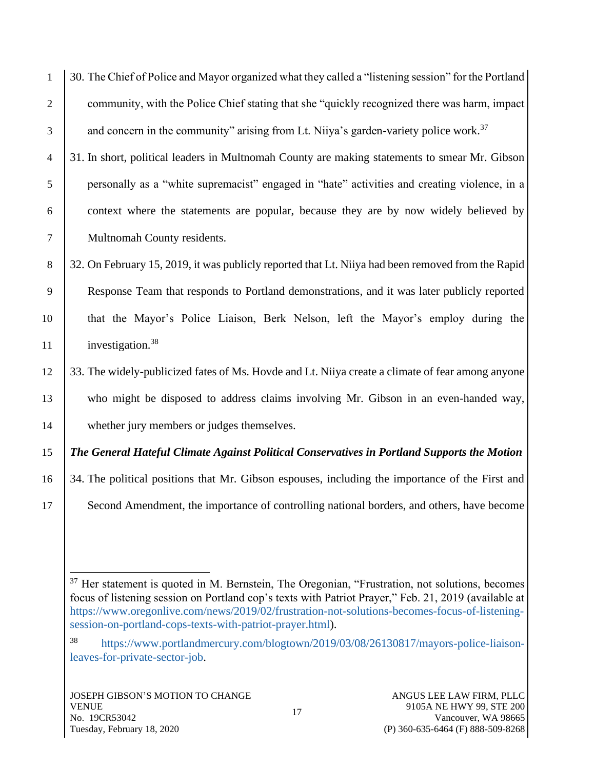30. The Chief of Police and Mayor organized what they called a "listening session" for the Portland community, with the Police Chief stating that she "quickly recognized there was harm, impact and concern in the community" arising from Lt. Niiya's garden-variety police work.[37]

31. In short, political leaders in Multnomah County are making statements to smear Mr. Gibson personally as a "white supremacist" engaged in "hate" activities and creating violence, in a context where the statements are popular, because they are by now widely believed by Multnomah County residents.

32. On February 15, 2019, it was publicly reported that Lt. Niiya had been removed from the Rapid Response Team that responds to Portland demonstrations, and it was later publicly reported that the Mayor's Police Liaison, Berk Nelson, left the Mayor's employ during the investigation.[38]

33. The widely-publicized fates of Ms. Hovde and Lt. Niiya create a climate of fear among anyone who might be disposed to address claims involving Mr. Gibson in an even-handed way, whether jury members or judges themselves.

***The General Hateful Climate Against Political Conservatives in Portland Supports the Motion***

34. The political positions that Mr. Gibson espouses, including the importance of the First and Second Amendment, the importance of controlling national borders, and others, have become

---

[37] Her statement is quoted in M. Bernstein, The Oregonian, "Frustration, not solutions, becomes focus of listening session on Portland cop's texts with Patriot Prayer," Feb. 21, 2019 (available at https://www.oregonlive.com/news/2019/02/frustration-not-solutions-becomes-focus-of-listening-session-on-portland-cops-texts-with-patriot-prayer.html).

[38] https://www.portlandmercury.com/blogtown/2019/03/08/26130817/mayors-police-liaison-leaves-for-private-sector-job.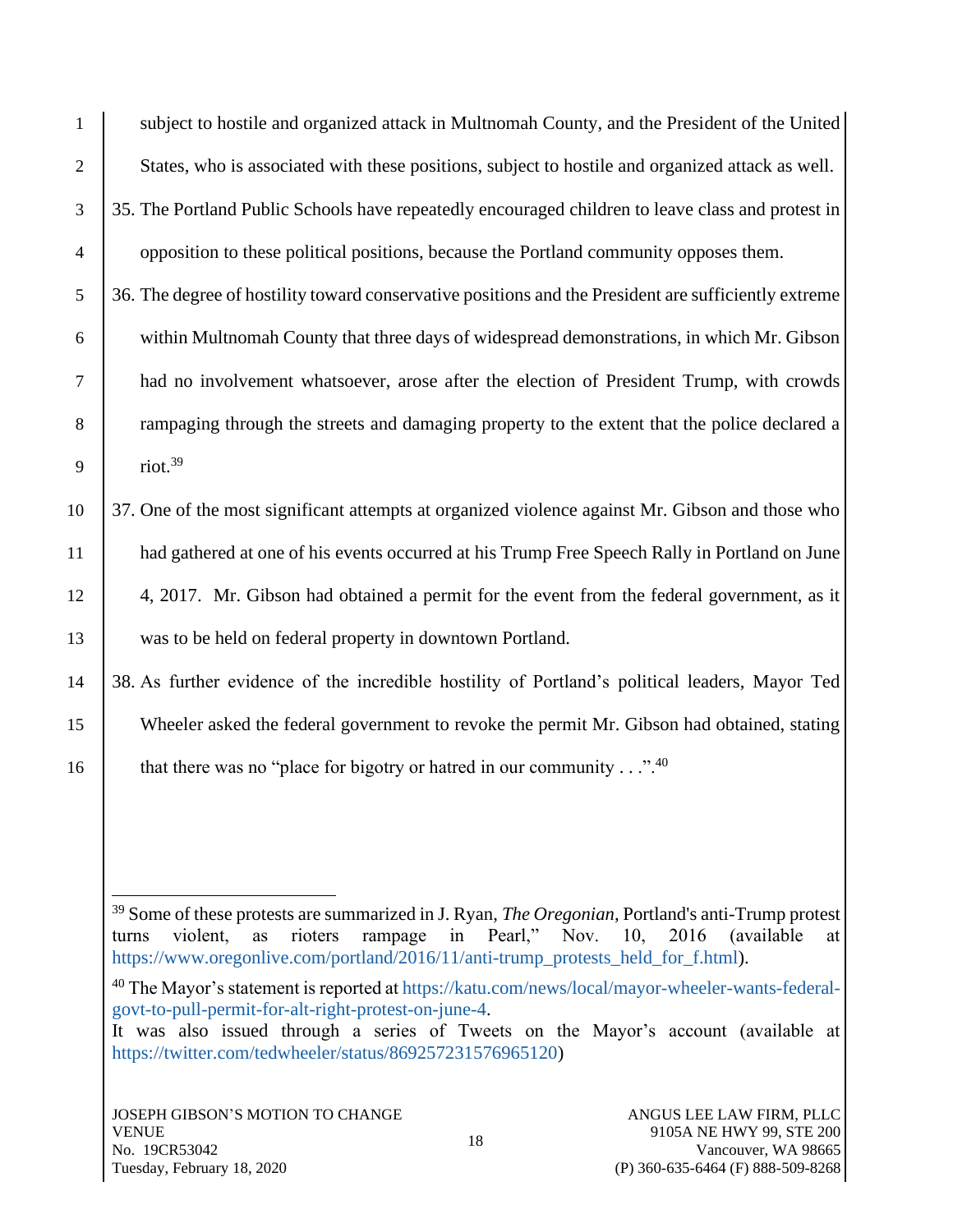subject to hostile and organized attack in Multnomah County, and the President of the United States, who is associated with these positions, subject to hostile and organized attack as well.

35. The Portland Public Schools have repeatedly encouraged children to leave class and protest in opposition to these political positions, because the Portland community opposes them.

36. The degree of hostility toward conservative positions and the President are sufficiently extreme within Multnomah County that three days of widespread demonstrations, in which Mr. Gibson had no involvement whatsoever, arose after the election of President Trump, with crowds rampaging through the streets and damaging property to the extent that the police declared a riot.[39]

37. One of the most significant attempts at organized violence against Mr. Gibson and those who had gathered at one of his events occurred at his Trump Free Speech Rally in Portland on June 4, 2017. Mr. Gibson had obtained a permit for the event from the federal government, as it was to be held on federal property in downtown Portland.

38. As further evidence of the incredible hostility of Portland's political leaders, Mayor Ted Wheeler asked the federal government to revoke the permit Mr. Gibson had obtained, stating that there was no "place for bigotry or hatred in our community . . .".[40]

---

[39] Some of these protests are summarized in J. Ryan, *The Oregonian,* Portland's anti-Trump protest turns violent, as rioters rampage in Pearl," Nov. 10, 2016 (available at https://www.oregonlive.com/portland/2016/11/anti-trump_protests_held_for_f.html).

[40] The Mayor's statement is reported at https://katu.com/news/local/mayor-wheeler-wants-federal-govt-to-pull-permit-for-alt-right-protest-on-june-4.
It was also issued through a series of Tweets on the Mayor's account (available at https://twitter.com/tedwheeler/status/869257231576965120)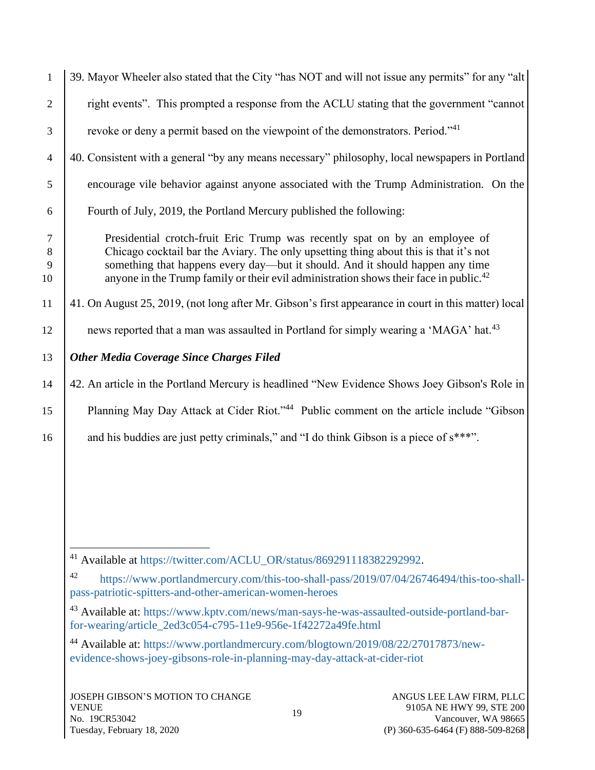39. Mayor Wheeler also stated that the City "has NOT and will not issue any permits" for any "alt right events". This prompted a response from the ACLU stating that the government "cannot revoke or deny a permit based on the viewpoint of the demonstrators. Period."[41]

40. Consistent with a general "by any means necessary" philosophy, local newspapers in Portland encourage vile behavior against anyone associated with the Trump Administration. On the Fourth of July, 2019, the Portland Mercury published the following:

> Presidential crotch-fruit Eric Trump was recently spat on by an employee of Chicago cocktail bar the Aviary. The only upsetting thing about this is that it's not something that happens every day—but it should. And it should happen any time anyone in the Trump family or their evil administration shows their face in public.[42]

41. On August 25, 2019, (not long after Mr. Gibson's first appearance in court in this matter) local news reported that a man was assaulted in Portland for simply wearing a 'MAGA' hat.[43]

***Other Media Coverage Since Charges Filed***

42. An article in the Portland Mercury is headlined "New Evidence Shows Joey Gibson's Role in Planning May Day Attack at Cider Riot."[44] Public comment on the article include "Gibson and his buddies are just petty criminals," and "I do think Gibson is a piece of s***".

---

[41] Available at https://twitter.com/ACLU_OR/status/869291118382292992.

[42] https://www.portlandmercury.com/this-too-shall-pass/2019/07/04/26746494/this-too-shall-pass-patriotic-spitters-and-other-american-women-heroes

[43] Available at: https://www.kptv.com/news/man-says-he-was-assaulted-outside-portland-bar-for-wearing/article_2ed3c054-c795-11e9-956e-1f42272a49fe.html

[44] Available at: https://www.portlandmercury.com/blogtown/2019/08/22/27017873/new-evidence-shows-joey-gibsons-role-in-planning-may-day-attack-at-cider-riot

JOSEPH GIBSON'S MOTION TO CHANGE VENUE
No. 19CR53042
Tuesday, February 18, 2020

ANGUS LEE LAW FIRM, PLLC
9105A NE HWY 99, STE 200
Vancouver, WA 98665
(P) 360-635-6464 (F) 888-509-8268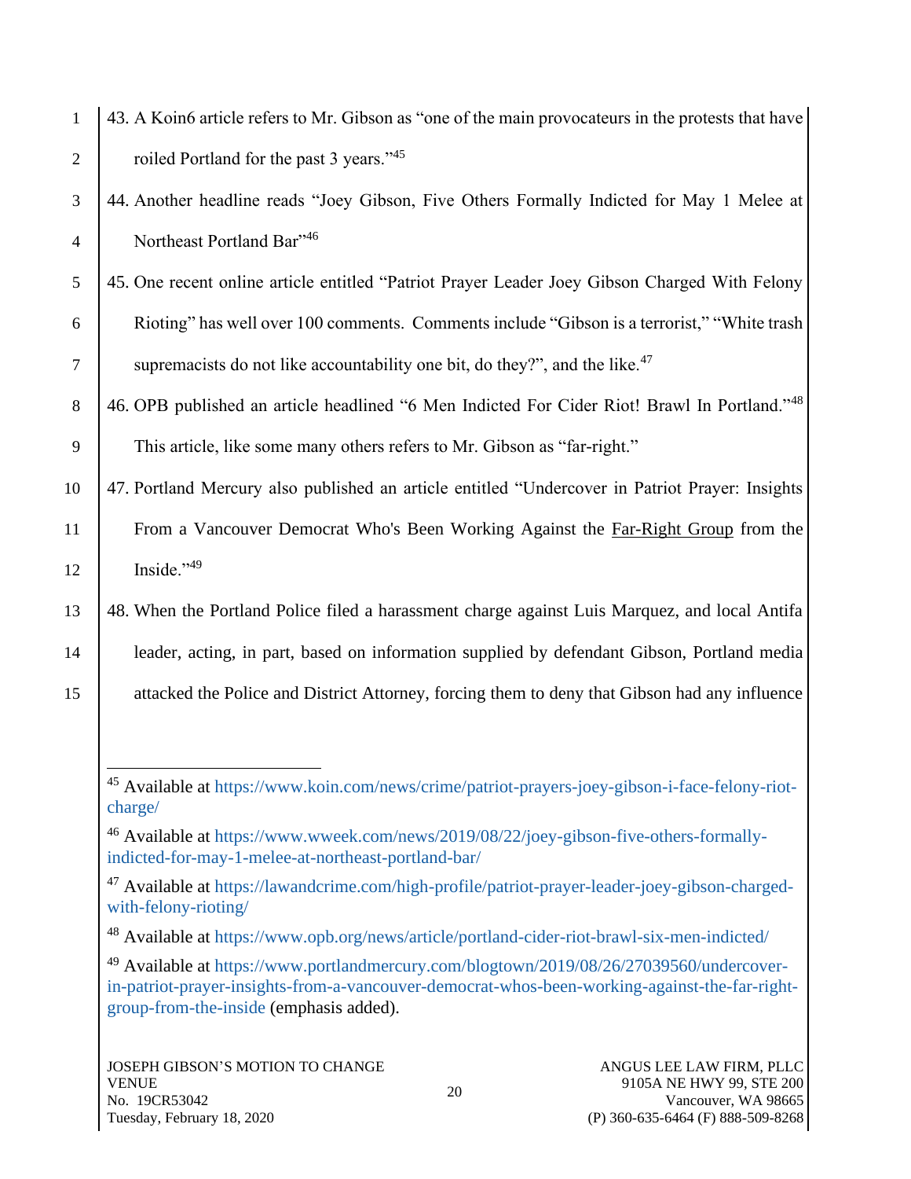43. A Koin6 article refers to Mr. Gibson as "one of the main provocateurs in the protests that have roiled Portland for the past 3 years."[45]

44. Another headline reads "Joey Gibson, Five Others Formally Indicted for May 1 Melee at Northeast Portland Bar"[46]

45. One recent online article entitled "Patriot Prayer Leader Joey Gibson Charged With Felony Rioting" has well over 100 comments. Comments include "Gibson is a terrorist," "White trash supremacists do not like accountability one bit, do they?", and the like.[47]

46. OPB published an article headlined "6 Men Indicted For Cider Riot! Brawl In Portland."[48] This article, like some many others refers to Mr. Gibson as "far-right."

47. Portland Mercury also published an article entitled "Undercover in Patriot Prayer: Insights From a Vancouver Democrat Who's Been Working Against the <u>Far-Right Group</u> from the Inside."[49]

48. When the Portland Police filed a harassment charge against Luis Marquez, and local Antifa leader, acting, in part, based on information supplied by defendant Gibson, Portland media attacked the Police and District Attorney, forcing them to deny that Gibson had any influence

---

[45] Available at https://www.koin.com/news/crime/patriot-prayers-joey-gibson-i-face-felony-riot-charge/

[46] Available at https://www.wweek.com/news/2019/08/22/joey-gibson-five-others-formally-indicted-for-may-1-melee-at-northeast-portland-bar/

[47] Available at https://lawandcrime.com/high-profile/patriot-prayer-leader-joey-gibson-charged-with-felony-rioting/

[48] Available at https://www.opb.org/news/article/portland-cider-riot-brawl-six-men-indicted/

[49] Available at https://www.portlandmercury.com/blogtown/2019/08/26/27039560/undercover-in-patriot-prayer-insights-from-a-vancouver-democrat-whos-been-working-against-the-far-right-group-from-the-inside (emphasis added).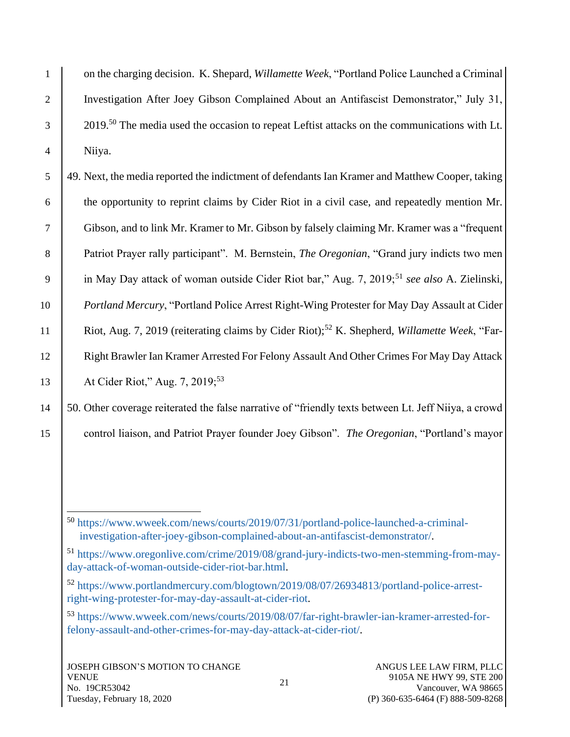on the charging decision. K. Shepard, *Willamette Week*, "Portland Police Launched a Criminal Investigation After Joey Gibson Complained About an Antifascist Demonstrator," July 31, 2019.[50] The media used the occasion to repeat Leftist attacks on the communications with Lt. Niiya.

49. Next, the media reported the indictment of defendants Ian Kramer and Matthew Cooper, taking the opportunity to reprint claims by Cider Riot in a civil case, and repeatedly mention Mr. Gibson, and to link Mr. Kramer to Mr. Gibson by falsely claiming Mr. Kramer was a "frequent Patriot Prayer rally participant". M. Bernstein, *The Oregonian*, "Grand jury indicts two men in May Day attack of woman outside Cider Riot bar," Aug. 7, 2019;[51] *see also* A. Zielinski, *Portland Mercury*, "Portland Police Arrest Right-Wing Protester for May Day Assault at Cider Riot, Aug. 7, 2019 (reiterating claims by Cider Riot);[52] K. Shepherd, *Willamette Week*, "Far-Right Brawler Ian Kramer Arrested For Felony Assault And Other Crimes For May Day Attack At Cider Riot," Aug. 7, 2019;[53]

50. Other coverage reiterated the false narrative of "friendly texts between Lt. Jeff Niiya, a crowd control liaison, and Patriot Prayer founder Joey Gibson". *The Oregonian*, "Portland's mayor

---

[50] https://www.wweek.com/news/courts/2019/07/31/portland-police-launched-a-criminal-investigation-after-joey-gibson-complained-about-an-antifascist-demonstrator/.

[51] https://www.oregonlive.com/crime/2019/08/grand-jury-indicts-two-men-stemming-from-may-day-attack-of-woman-outside-cider-riot-bar.html.

[52] https://www.portlandmercury.com/blogtown/2019/08/07/26934813/portland-police-arrest-right-wing-protester-for-may-day-assault-at-cider-riot.

[53] https://www.wweek.com/news/courts/2019/08/07/far-right-brawler-ian-kramer-arrested-for-felony-assault-and-other-crimes-for-may-day-attack-at-cider-riot/.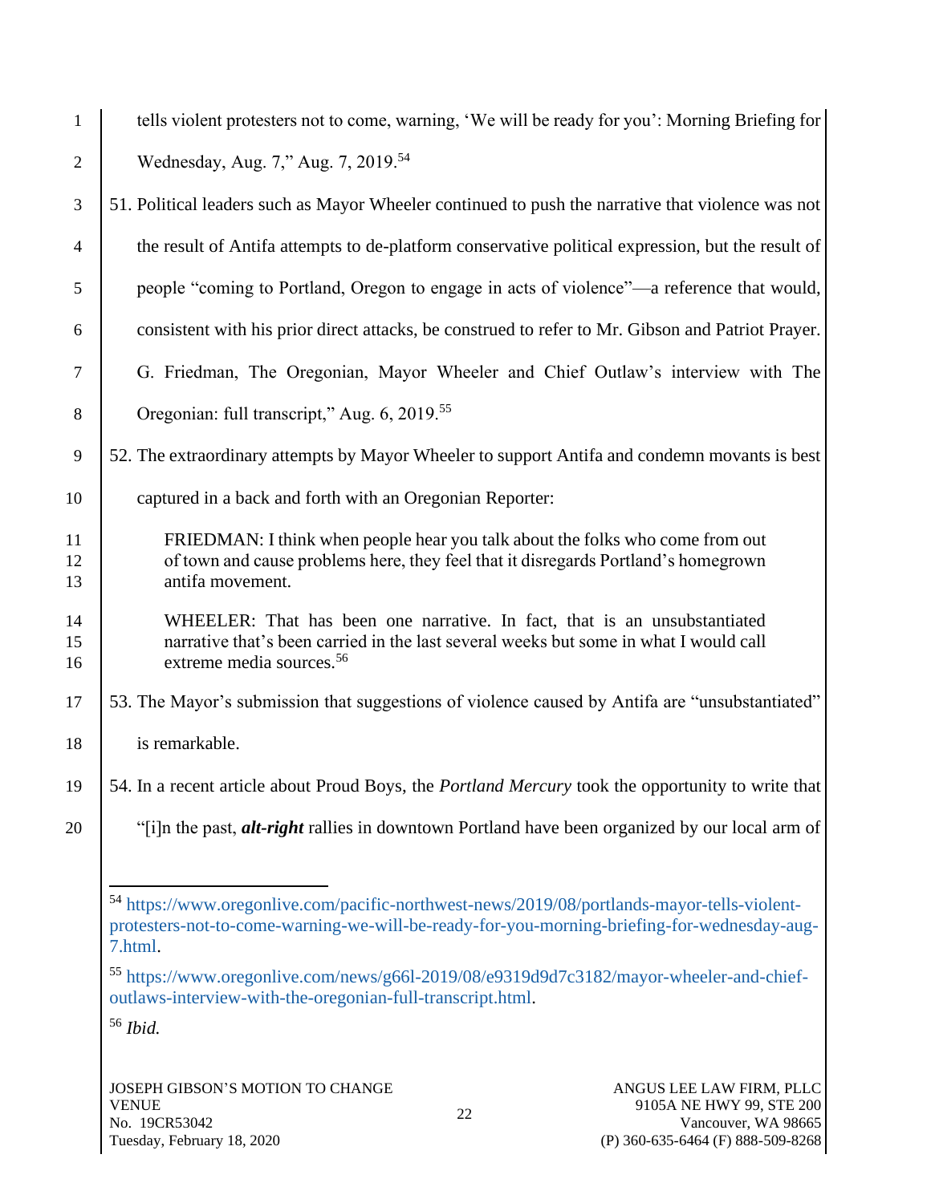tells violent protesters not to come, warning, 'We will be ready for you': Morning Briefing for Wednesday, Aug. 7," Aug. 7, 2019.[54]

51. Political leaders such as Mayor Wheeler continued to push the narrative that violence was not the result of Antifa attempts to de-platform conservative political expression, but the result of people "coming to Portland, Oregon to engage in acts of violence"—a reference that would, consistent with his prior direct attacks, be construed to refer to Mr. Gibson and Patriot Prayer. G. Friedman, The Oregonian, Mayor Wheeler and Chief Outlaw's interview with The Oregonian: full transcript," Aug. 6, 2019.[55]

52. The extraordinary attempts by Mayor Wheeler to support Antifa and condemn movants is best captured in a back and forth with an Oregonian Reporter:

> FRIEDMAN: I think when people hear you talk about the folks who come from out of town and cause problems here, they feel that it disregards Portland's homegrown antifa movement.
>
> WHEELER: That has been one narrative. In fact, that is an unsubstantiated narrative that's been carried in the last several weeks but some in what I would call extreme media sources.[56]

53. The Mayor's submission that suggestions of violence caused by Antifa are "unsubstantiated" is remarkable.

54. In a recent article about Proud Boys, the *Portland Mercury* took the opportunity to write that "[i]n the past, ***alt-right*** rallies in downtown Portland have been organized by our local arm of

---

[54] https://www.oregonlive.com/pacific-northwest-news/2019/08/portlands-mayor-tells-violent-protesters-not-to-come-warning-we-will-be-ready-for-you-morning-briefing-for-wednesday-aug-7.html.

[55] https://www.oregonlive.com/news/g66l-2019/08/e9319d9d7c3182/mayor-wheeler-and-chief-outlaws-interview-with-the-oregonian-full-transcript.html.

[56] *Ibid.*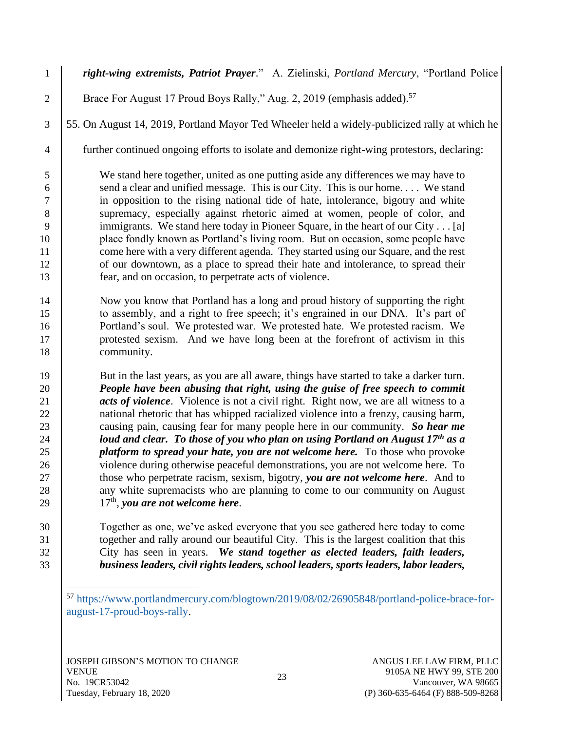***right-wing extremists, Patriot Prayer***." A. Zielinski, *Portland Mercury*, "Portland Police Brace For August 17 Proud Boys Rally," Aug. 2, 2019 (emphasis added).[57]

55. On August 14, 2019, Portland Mayor Ted Wheeler held a widely-publicized rally at which he further continued ongoing efforts to isolate and demonize right-wing protestors, declaring:

> We stand here together, united as one putting aside any differences we may have to send a clear and unified message. This is our City. This is our home. . . . We stand in opposition to the rising national tide of hate, intolerance, bigotry and white supremacy, especially against rhetoric aimed at women, people of color, and immigrants. We stand here today in Pioneer Square, in the heart of our City . . . [a] place fondly known as Portland's living room. But on occasion, some people have come here with a very different agenda. They started using our Square, and the rest of our downtown, as a place to spread their hate and intolerance, to spread their fear, and on occasion, to perpetrate acts of violence.
>
> Now you know that Portland has a long and proud history of supporting the right to assembly, and a right to free speech; it's engrained in our DNA. It's part of Portland's soul. We protested war. We protested hate. We protested racism. We protested sexism. And we have long been at the forefront of activism in this community.
>
> But in the last years, as you are all aware, things have started to take a darker turn. ***People have been abusing that right, using the guise of free speech to commit acts of violence***. Violence is not a civil right. Right now, we are all witness to a national rhetoric that has whipped racialized violence into a frenzy, causing harm, causing pain, causing fear for many people here in our community. ***So hear me loud and clear. To those of you who plan on using Portland on August 17th as a platform to spread your hate, you are not welcome here.*** To those who provoke violence during otherwise peaceful demonstrations, you are not welcome here. To those who perpetrate racism, sexism, bigotry, ***you are not welcome here***. And to any white supremacists who are planning to come to our community on August 17th, ***you are not welcome here***.
>
> Together as one, we've asked everyone that you see gathered here today to come together and rally around our beautiful City. This is the largest coalition that this City has seen in years. ***We stand together as elected leaders, faith leaders, business leaders, civil rights leaders, school leaders, sports leaders, labor leaders,***

---

[57] https://www.portlandmercury.com/blogtown/2019/08/02/26905848/portland-police-brace-for-august-17-proud-boys-rally.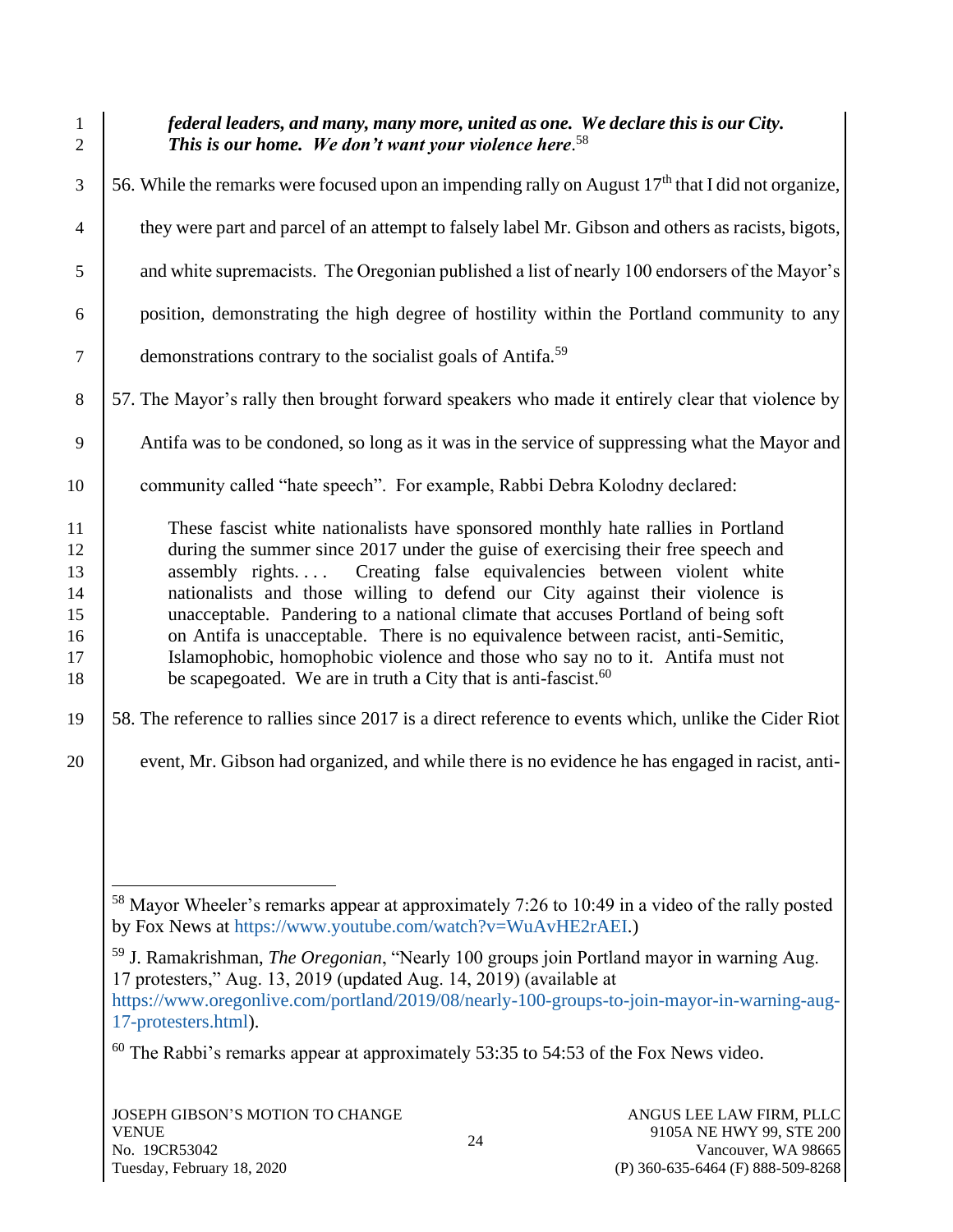***federal leaders, and many, many more, united as one. We declare this is our City. This is our home. We don't want your violence here***.[58]

56. While the remarks were focused upon an impending rally on August 17th that I did not organize, they were part and parcel of an attempt to falsely label Mr. Gibson and others as racists, bigots, and white supremacists. The Oregonian published a list of nearly 100 endorsers of the Mayor's position, demonstrating the high degree of hostility within the Portland community to any demonstrations contrary to the socialist goals of Antifa.[59]

57. The Mayor's rally then brought forward speakers who made it entirely clear that violence by Antifa was to be condoned, so long as it was in the service of suppressing what the Mayor and community called "hate speech". For example, Rabbi Debra Kolodny declared:

> These fascist white nationalists have sponsored monthly hate rallies in Portland during the summer since 2017 under the guise of exercising their free speech and assembly rights. . . . Creating false equivalencies between violent white nationalists and those willing to defend our City against their violence is unacceptable. Pandering to a national climate that accuses Portland of being soft on Antifa is unacceptable. There is no equivalence between racist, anti-Semitic, Islamophobic, homophobic violence and those who say no to it. Antifa must not be scapegoated. We are in truth a City that is anti-fascist.[60]

58. The reference to rallies since 2017 is a direct reference to events which, unlike the Cider Riot event, Mr. Gibson had organized, and while there is no evidence he has engaged in racist, anti-

---

[58] Mayor Wheeler's remarks appear at approximately 7:26 to 10:49 in a video of the rally posted by Fox News at https://www.youtube.com/watch?v=WuAvHE2rAEI.)

[59] J. Ramakrishman, *The Oregonian*, "Nearly 100 groups join Portland mayor in warning Aug. 17 protesters," Aug. 13, 2019 (updated Aug. 14, 2019) (available at https://www.oregonlive.com/portland/2019/08/nearly-100-groups-to-join-mayor-in-warning-aug-17-protesters.html).

[60] The Rabbi's remarks appear at approximately 53:35 to 54:53 of the Fox News video.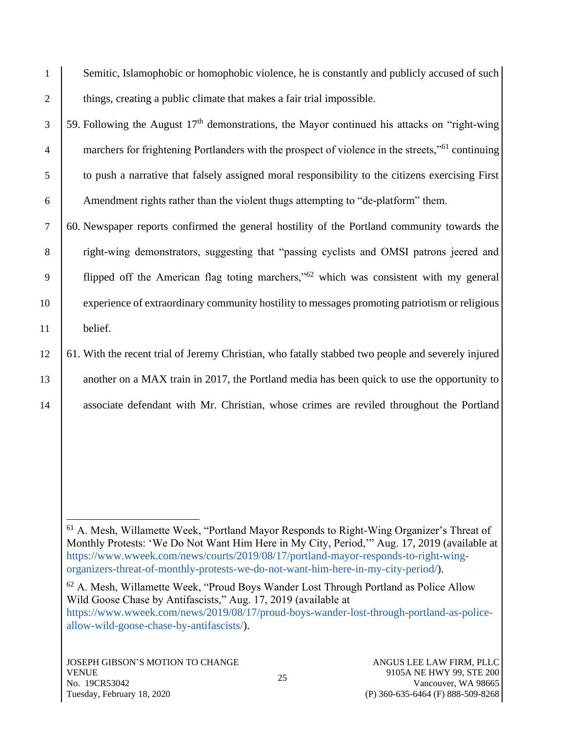Semitic, Islamophobic or homophobic violence, he is constantly and publicly accused of such things, creating a public climate that makes a fair trial impossible.

59. Following the August 17th demonstrations, the Mayor continued his attacks on "right-wing marchers for frightening Portlanders with the prospect of violence in the streets,"[61] continuing to push a narrative that falsely assigned moral responsibility to the citizens exercising First Amendment rights rather than the violent thugs attempting to "de-platform" them.

60. Newspaper reports confirmed the general hostility of the Portland community towards the right-wing demonstrators, suggesting that "passing cyclists and OMSI patrons jeered and flipped off the American flag toting marchers,"[62] which was consistent with my general experience of extraordinary community hostility to messages promoting patriotism or religious belief.

61. With the recent trial of Jeremy Christian, who fatally stabbed two people and severely injured another on a MAX train in 2017, the Portland media has been quick to use the opportunity to associate defendant with Mr. Christian, whose crimes are reviled throughout the Portland

---

[61] A. Mesh, Willamette Week, "Portland Mayor Responds to Right-Wing Organizer's Threat of Monthly Protests: 'We Do Not Want Him Here in My City, Period,'" Aug. 17, 2019 (available at https://www.wweek.com/news/courts/2019/08/17/portland-mayor-responds-to-right-wing-organizers-threat-of-monthly-protests-we-do-not-want-him-here-in-my-city-period/).

[62] A. Mesh, Willamette Week, "Proud Boys Wander Lost Through Portland as Police Allow Wild Goose Chase by Antifascists," Aug. 17, 2019 (available at https://www.wweek.com/news/2019/08/17/proud-boys-wander-lost-through-portland-as-police-allow-wild-goose-chase-by-antifascists/).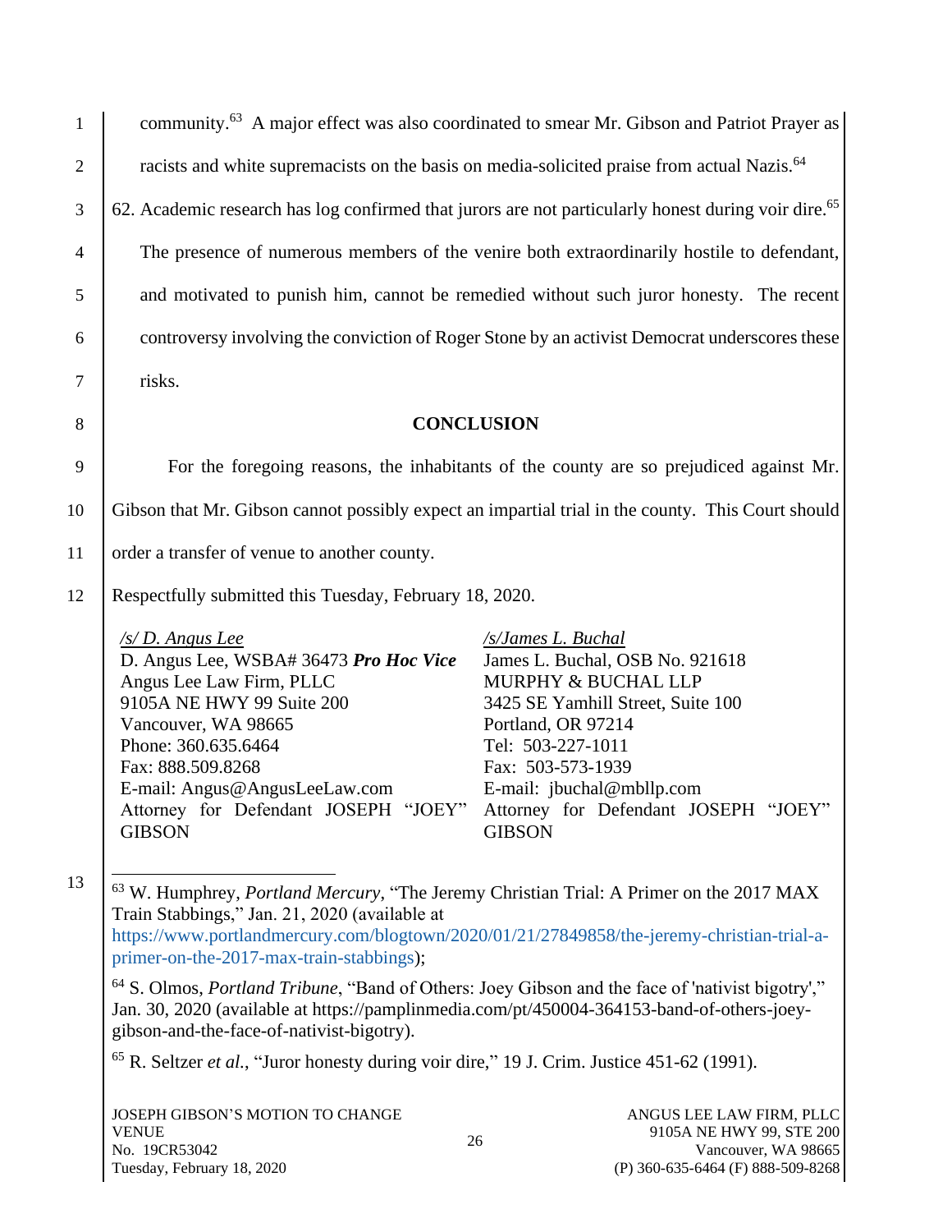community.[63] A major effect was also coordinated to smear Mr. Gibson and Patriot Prayer as racists and white supremacists on the basis on media-solicited praise from actual Nazis.[64]

62. Academic research has log confirmed that jurors are not particularly honest during voir dire.[65] The presence of numerous members of the venire both extraordinarily hostile to defendant, and motivated to punish him, cannot be remedied without such juror honesty. The recent controversy involving the conviction of Roger Stone by an activist Democrat underscores these risks.

## CONCLUSION

For the foregoing reasons, the inhabitants of the county are so prejudiced against Mr. Gibson that Mr. Gibson cannot possibly expect an impartial trial in the county. This Court should order a transfer of venue to another county.

Respectfully submitted this Tuesday, February 18, 2020.

*/s/ D. Angus Lee*
D. Angus Lee, WSBA# 36473 ***Pro Hoc Vice***
Angus Lee Law Firm, PLLC
9105A NE HWY 99 Suite 200
Vancouver, WA 98665
Phone: 360.635.6464
Fax: 888.509.8268
E-mail: Angus@AngusLeeLaw.com
Attorney for Defendant JOSEPH "JOEY" GIBSON

*/s/James L. Buchal*
James L. Buchal, OSB No. 921618
MURPHY & BUCHAL LLP
3425 SE Yamhill Street, Suite 100
Portland, OR 97214
Tel: 503-227-1011
Fax: 503-573-1939
E-mail: jbuchal@mbllp.com
Attorney for Defendant JOSEPH "JOEY" GIBSON

---

[63] W. Humphrey, *Portland Mercury*, "The Jeremy Christian Trial: A Primer on the 2017 MAX Train Stabbings," Jan. 21, 2020 (available at https://www.portlandmercury.com/blogtown/2020/01/21/27849858/the-jeremy-christian-trial-a-primer-on-the-2017-max-train-stabbings);

[64] S. Olmos, *Portland Tribune*, "Band of Others: Joey Gibson and the face of 'nativist bigotry'," Jan. 30, 2020 (available at https://pamplinmedia.com/pt/450004-364153-band-of-others-joey-gibson-and-the-face-of-nativist-bigotry).

[65] R. Seltzer *et al.*, "Juror honesty during voir dire," 19 J. Crim. Justice 451-62 (1991).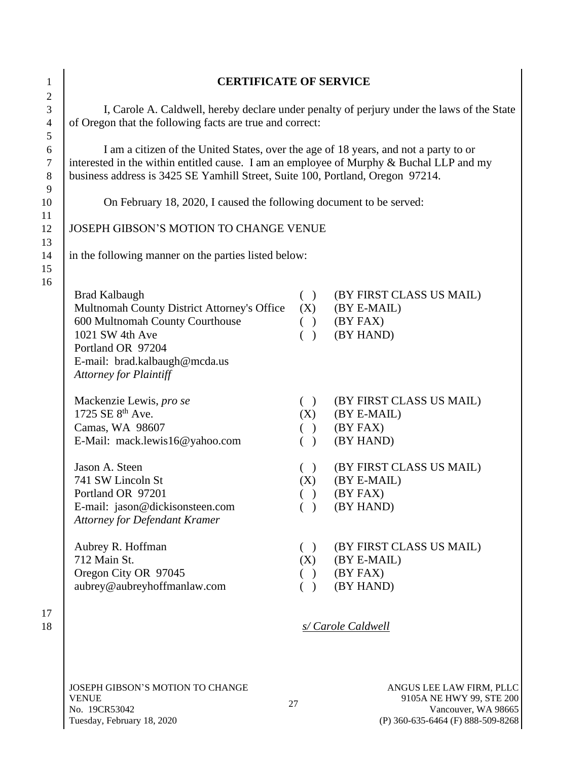# CERTIFICATE OF SERVICE

I, Carole A. Caldwell, hereby declare under penalty of perjury under the laws of the State of Oregon that the following facts are true and correct:

I am a citizen of the United States, over the age of 18 years, and not a party to or interested in the within entitled cause. I am an employee of Murphy & Buchal LLP and my business address is 3425 SE Yamhill Street, Suite 100, Portland, Oregon 97214.

On February 18, 2020, I caused the following document to be served:

JOSEPH GIBSON'S MOTION TO CHANGE VENUE

in the following manner on the parties listed below:

| | | |
|---|---|---|
| Brad Kalbaugh<br>Multnomah County District Attorney's Office<br>600 Multnomah County Courthouse<br>1021 SW 4th Ave<br>Portland OR 97204<br>E-mail: brad.kalbaugh@mcda.us<br>*Attorney for Plaintiff* | ( )<br>(X)<br>( )<br>( ) | (BY FIRST CLASS US MAIL)<br>(BY E-MAIL)<br>(BY FAX)<br>(BY HAND) |
| Mackenzie Lewis, *pro se*<br>1725 SE 8th Ave.<br>Camas, WA 98607<br>E-Mail: mack.lewis16@yahoo.com | ( )<br>(X)<br>( )<br>( ) | (BY FIRST CLASS US MAIL)<br>(BY E-MAIL)<br>(BY FAX)<br>(BY HAND) |
| Jason A. Steen<br>741 SW Lincoln St<br>Portland OR 97201<br>E-mail: jason@dickisonsteen.com<br>*Attorney for Defendant Kramer* | ( )<br>(X)<br>( )<br>( ) | (BY FIRST CLASS US MAIL)<br>(BY E-MAIL)<br>(BY FAX)<br>(BY HAND) |
| Aubrey R. Hoffman<br>712 Main St.<br>Oregon City OR 97045<br>aubrey@aubreyhoffmanlaw.com | ( )<br>(X)<br>( )<br>( ) | (BY FIRST CLASS US MAIL)<br>(BY E-MAIL)<br>(BY FAX)<br>(BY HAND) |

*s/ Carole Caldwell*

JOSEPH GIBSON'S MOTION TO CHANGE VENUE
No. 19CR53042
Tuesday, February 18, 2020

ANGUS LEE LAW FIRM, PLLC
9105A NE HWY 99, STE 200
Vancouver, WA 98665
(P) 360-635-6464 (F) 888-509-8268